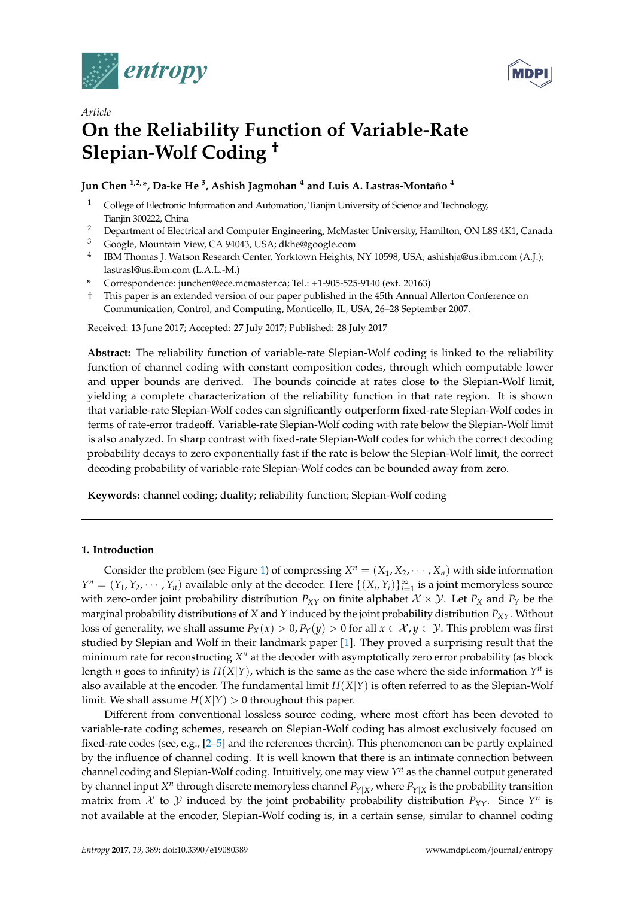*Article*

# On the Reliability Function of Variable-Rate Slepian-Wolf Coding †

**Jun Chen [1,2,*], Da-ke He [3], Ashish Jagmohan [4] and Luis A. Lastras-Montaño [4]**

1. College of Electronic Information and Automation, Tianjin University of Science and Technology, Tianjin 300222, China
2. Department of Electrical and Computer Engineering, McMaster University, Hamilton, ON L8S 4K1, Canada
3. Google, Mountain View, CA 94043, USA; dkhe@google.com
4. IBM Thomas J. Watson Research Center, Yorktown Heights, NY 10598, USA; ashishja@us.ibm.com (A.J.); lastrasl@us.ibm.com (L.A.L.-M.)

\* Correspondence: junchen@ece.mcmaster.ca; Tel.: +1-905-525-9140 (ext. 20163)

† This paper is an extended version of our paper published in the 45th Annual Allerton Conference on Communication, Control, and Computing, Monticello, IL, USA, 26–28 September 2007.

Received: 13 June 2017; Accepted: 27 July 2017; Published: 28 July 2017

**Abstract:** The reliability function of variable-rate Slepian-Wolf coding is linked to the reliability function of channel coding with constant composition codes, through which computable lower and upper bounds are derived. The bounds coincide at rates close to the Slepian-Wolf limit, yielding a complete characterization of the reliability function in that rate region. It is shown that variable-rate Slepian-Wolf codes can significantly outperform fixed-rate Slepian-Wolf codes in terms of rate-error tradeoff. Variable-rate Slepian-Wolf coding with rate below the Slepian-Wolf limit is also analyzed. In sharp contrast with fixed-rate Slepian-Wolf codes for which the correct decoding probability decays to zero exponentially fast if the rate is below the Slepian-Wolf limit, the correct decoding probability of variable-rate Slepian-Wolf codes can be bounded away from zero.

**Keywords:** channel coding; duality; reliability function; Slepian-Wolf coding

## 1. Introduction

Consider the problem (see Figure 1) of compressing $X^n = (X_1, X_2, \cdots, X_n)$ with side information $Y^n = (Y_1, Y_2, \cdots, Y_n)$ available only at the decoder. Here $\{(X_i, Y_i)\}_{i=1}^{\infty}$ is a joint memoryless source with zero-order joint probability distribution $P_{XY}$ on finite alphabet $\mathcal{X} \times \mathcal{Y}$. Let $P_X$ and $P_Y$ be the marginal probability distributions of $X$ and $Y$ induced by the joint probability distribution $P_{XY}$. Without loss of generality, we shall assume $P_X(x) > 0, P_Y(y) > 0$ for all $x \in \mathcal{X}, y \in \mathcal{Y}$. This problem was first studied by Slepian and Wolf in their landmark paper [1]. They proved a surprising result that the minimum rate for reconstructing $X^n$ at the decoder with asymptotically zero error probability (as block length $n$ goes to infinity) is $H(X|Y)$, which is the same as the case where the side information $Y^n$ is also available at the encoder. The fundamental limit $H(X|Y)$ is often referred to as the Slepian-Wolf limit. We shall assume $H(X|Y) > 0$ throughout this paper.

Different from conventional lossless source coding, where most effort has been devoted to variable-rate coding schemes, research on Slepian-Wolf coding has almost exclusively focused on fixed-rate codes (see, e.g., [2–5] and the references therein). This phenomenon can be partly explained by the influence of channel coding. It is well known that there is an intimate connection between channel coding and Slepian-Wolf coding. Intuitively, one may view $Y^n$ as the channel output generated by channel input $X^n$ through discrete memoryless channel $P_{Y|X}$, where $P_{Y|X}$ is the probability transition matrix from $\mathcal{X}$ to $\mathcal{Y}$ induced by the joint probability probability distribution $P_{XY}$. Since $Y^n$ is not available at the encoder, Slepian-Wolf coding is, in a certain sense, similar to channel coding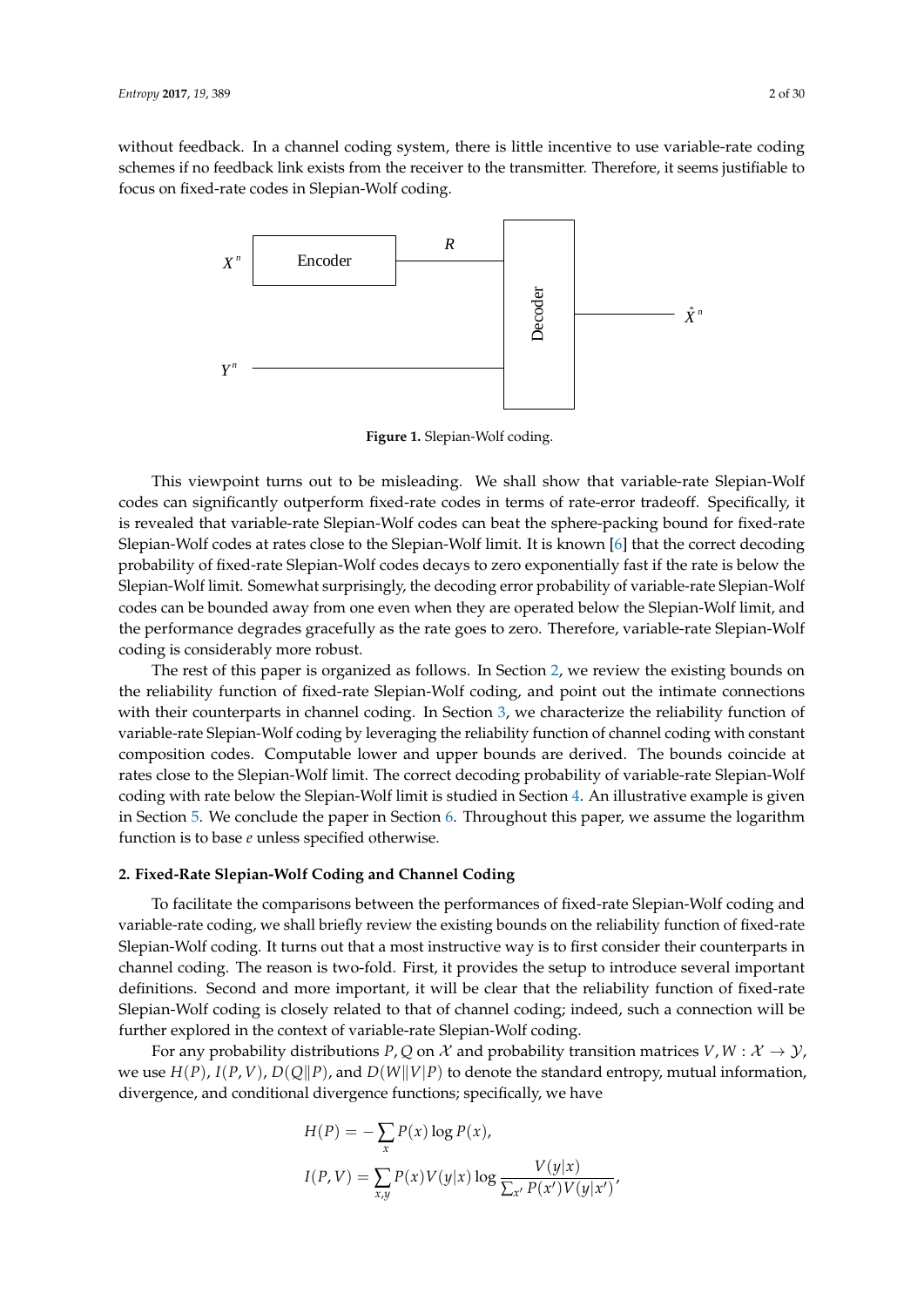without feedback. In a channel coding system, there is little incentive to use variable-rate coding schemes if no feedback link exists from the receiver to the transmitter. Therefore, it seems justifiable to focus on fixed-rate codes in Slepian-Wolf coding.

**Figure 1.** Slepian-Wolf coding.

This viewpoint turns out to be misleading. We shall show that variable-rate Slepian-Wolf codes can significantly outperform fixed-rate codes in terms of rate-error tradeoff. Specifically, it is revealed that variable-rate Slepian-Wolf codes can beat the sphere-packing bound for fixed-rate Slepian-Wolf codes at rates close to the Slepian-Wolf limit. It is known [6] that the correct decoding probability of fixed-rate Slepian-Wolf codes decays to zero exponentially fast if the rate is below the Slepian-Wolf limit. Somewhat surprisingly, the decoding error probability of variable-rate Slepian-Wolf codes can be bounded away from one even when they are operated below the Slepian-Wolf limit, and the performance degrades gracefully as the rate goes to zero. Therefore, variable-rate Slepian-Wolf coding is considerably more robust.

The rest of this paper is organized as follows. In Section 2, we review the existing bounds on the reliability function of fixed-rate Slepian-Wolf coding, and point out the intimate connections with their counterparts in channel coding. In Section 3, we characterize the reliability function of variable-rate Slepian-Wolf coding by leveraging the reliability function of channel coding with constant composition codes. Computable lower and upper bounds are derived. The bounds coincide at rates close to the Slepian-Wolf limit. The correct decoding probability of variable-rate Slepian-Wolf coding with rate below the Slepian-Wolf limit is studied in Section 4. An illustrative example is given in Section 5. We conclude the paper in Section 6. Throughout this paper, we assume the logarithm function is to base $e$ unless specified otherwise.

## 2. Fixed-Rate Slepian-Wolf Coding and Channel Coding

To facilitate the comparisons between the performances of fixed-rate Slepian-Wolf coding and variable-rate coding, we shall briefly review the existing bounds on the reliability function of fixed-rate Slepian-Wolf coding. It turns out that a most instructive way is to first consider their counterparts in channel coding. The reason is two-fold. First, it provides the setup to introduce several important definitions. Second and more important, it will be clear that the reliability function of fixed-rate Slepian-Wolf coding is closely related to that of channel coding; indeed, such a connection will be further explored in the context of variable-rate Slepian-Wolf coding.

For any probability distributions $P, Q$ on $\mathcal{X}$ and probability transition matrices $V, W : \mathcal{X} \to \mathcal{Y}$, we use $H(P)$, $I(P, V)$, $D(Q\|P)$, and $D(W\|V|P)$ to denote the standard entropy, mutual information, divergence, and conditional divergence functions; specifically, we have

$$H(P) = -\sum_{x} P(x) \log P(x),$$

$$I(P, V) = \sum_{x,y} P(x)V(y|x) \log \frac{V(y|x)}{\sum_{x'} P(x')V(y|x')},$$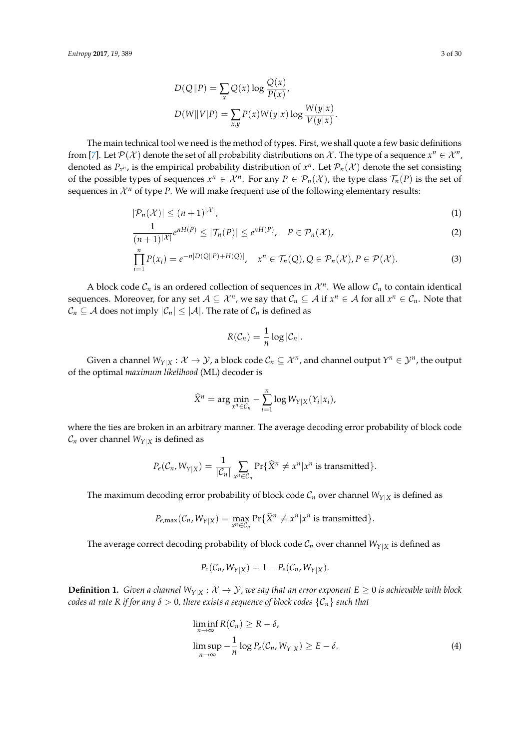$$D(Q\|P) = \sum_{x} Q(x) \log \frac{Q(x)}{P(x)},$$
$$D(W\|V|P) = \sum_{x,y} P(x) W(y|x) \log \frac{W(y|x)}{V(y|x)}.$$

The main technical tool we need is the method of types. First, we shall quote a few basic definitions from [7]. Let $\mathcal{P}(\mathcal{X})$ denote the set of all probability distributions on $\mathcal{X}$. The type of a sequence $x^n \in \mathcal{X}^n$, denoted as $P_{x^n}$, is the empirical probability distribution of $x^n$. Let $\mathcal{P}_n(\mathcal{X})$ denote the set consisting of the possible types of sequences $x^n \in \mathcal{X}^n$. For any $P \in \mathcal{P}_n(\mathcal{X})$, the type class $\mathcal{T}_n(P)$ is the set of sequences in $\mathcal{X}^n$ of type $P$. We will make frequent use of the following elementary results:

$$|\mathcal{P}_n(\mathcal{X})| \leq (n+1)^{|\mathcal{X}|}, \tag{1}$$

$$\frac{1}{(n+1)^{|\mathcal{X}|}} e^{nH(P)} \leq |\mathcal{T}_n(P)| \leq e^{nH(P)}, \quad P \in \mathcal{P}_n(\mathcal{X}), \tag{2}$$

$$\prod_{i=1}^{n} P(x_i) = e^{-n[D(Q\|P) + H(Q)]}, \quad x^n \in \mathcal{T}_n(Q), Q \in \mathcal{P}_n(\mathcal{X}), P \in \mathcal{P}(\mathcal{X}). \tag{3}$$

A block code $\mathcal{C}_n$ is an ordered collection of sequences in $\mathcal{X}^n$. We allow $\mathcal{C}_n$ to contain identical sequences. Moreover, for any set $\mathcal{A} \subseteq \mathcal{X}^n$, we say that $\mathcal{C}_n \subseteq \mathcal{A}$ if $x^n \in \mathcal{A}$ for all $x^n \in \mathcal{C}_n$. Note that $\mathcal{C}_n \subseteq \mathcal{A}$ does not imply $|\mathcal{C}_n| \leq |\mathcal{A}|$. The rate of $\mathcal{C}_n$ is defined as

$$R(\mathcal{C}_n) = \frac{1}{n} \log |\mathcal{C}_n|.$$

Given a channel $W_{Y|X} : \mathcal{X} \to \mathcal{Y}$, a block code $\mathcal{C}_n \subseteq \mathcal{X}^n$, and channel output $Y^n \in \mathcal{Y}^n$, the output of the optimal *maximum likelihood* (ML) decoder is

$$\widehat{X}^n = \arg\min_{x^n \in \mathcal{C}_n} -\sum_{i=1}^{n} \log W_{Y|X}(Y_i|x_i),$$

where the ties are broken in an arbitrary manner. The average decoding error probability of block code $\mathcal{C}_n$ over channel $W_{Y|X}$ is defined as

$$P_e(\mathcal{C}_n, W_{Y|X}) = \frac{1}{|\mathcal{C}_n|} \sum_{x^n \in \mathcal{C}_n} \Pr\{\widehat{X}^n \neq x^n | x^n \text{ is transmitted}\}.$$

The maximum decoding error probability of block code $\mathcal{C}_n$ over channel $W_{Y|X}$ is defined as

$$P_{e,\max}(\mathcal{C}_n, W_{Y|X}) = \max_{x^n \in \mathcal{C}_n} \Pr\{\widehat{X}^n \neq x^n | x^n \text{ is transmitted}\}.$$

The average correct decoding probability of block code $\mathcal{C}_n$ over channel $W_{Y|X}$ is defined as

$$P_c(\mathcal{C}_n, W_{Y|X}) = 1 - P_e(\mathcal{C}_n, W_{Y|X}).$$

**Definition 1.** *Given a channel $W_{Y|X} : \mathcal{X} \to \mathcal{Y}$, we say that an error exponent $E \geq 0$ is achievable with block codes at rate $R$ if for any $\delta > 0$, there exists a sequence of block codes $\{\mathcal{C}_n\}$ such that*

$$\liminf_{n \to \infty} R(\mathcal{C}_n) \geq R - \delta,$$
$$\limsup_{n \to \infty} -\frac{1}{n} \log P_e(\mathcal{C}_n, W_{Y|X}) \geq E - \delta. \tag{4}$$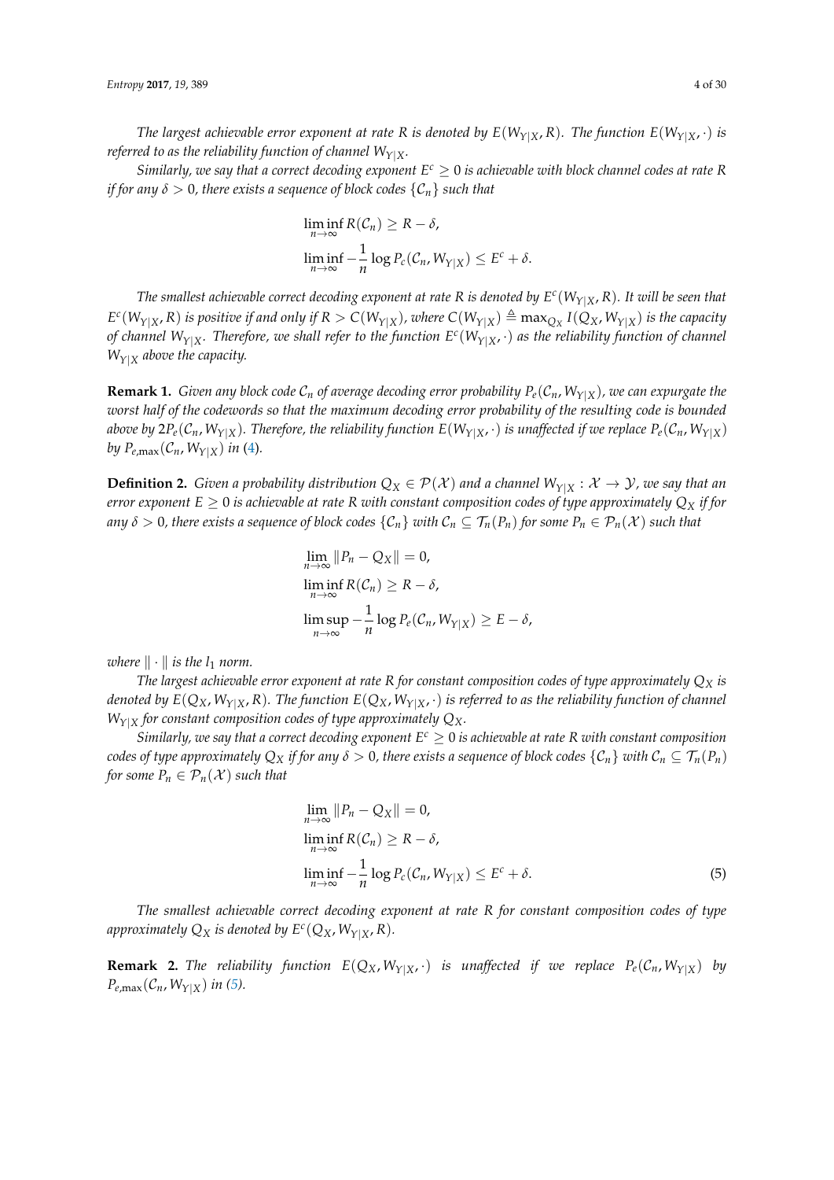*The largest achievable error exponent at rate $R$ is denoted by $E(W_{Y|X}, R)$. The function $E(W_{Y|X}, \cdot)$ is referred to as the reliability function of channel $W_{Y|X}$.*

*Similarly, we say that a correct decoding exponent $E^c \geq 0$ is achievable with block channel codes at rate $R$ if for any $\delta > 0$, there exists a sequence of block codes $\{\mathcal{C}_n\}$ such that*

$$\liminf_{n\to\infty} R(\mathcal{C}_n) \geq R - \delta,$$

$$\liminf_{n\to\infty} -\frac{1}{n}\log P_c(\mathcal{C}_n, W_{Y|X}) \leq E^c + \delta.$$

*The smallest achievable correct decoding exponent at rate $R$ is denoted by $E^c(W_{Y|X}, R)$. It will be seen that $E^c(W_{Y|X}, R)$ is positive if and only if $R > C(W_{Y|X})$, where $C(W_{Y|X}) \triangleq \max_{Q_X} I(Q_X, W_{Y|X})$ is the capacity of channel $W_{Y|X}$. Therefore, we shall refer to the function $E^c(W_{Y|X}, \cdot)$ as the reliability function of channel $W_{Y|X}$ above the capacity.*

**Remark 1.** *Given any block code $\mathcal{C}_n$ of average decoding error probability $P_e(\mathcal{C}_n, W_{Y|X})$, we can expurgate the worst half of the codewords so that the maximum decoding error probability of the resulting code is bounded above by $2P_e(\mathcal{C}_n, W_{Y|X})$. Therefore, the reliability function $E(W_{Y|X}, \cdot)$ is unaffected if we replace $P_e(\mathcal{C}_n, W_{Y|X})$ by $P_{e,\max}(\mathcal{C}_n, W_{Y|X})$ in (4).*

**Definition 2.** *Given a probability distribution $Q_X \in \mathcal{P}(\mathcal{X})$ and a channel $W_{Y|X} : \mathcal{X} \to \mathcal{Y}$, we say that an error exponent $E \geq 0$ is achievable at rate $R$ with constant composition codes of type approximately $Q_X$ if for any $\delta > 0$, there exists a sequence of block codes $\{\mathcal{C}_n\}$ with $\mathcal{C}_n \subseteq \mathcal{T}_n(P_n)$ for some $P_n \in \mathcal{P}_n(\mathcal{X})$ such that*

$$\lim_{n\to\infty} \|P_n - Q_X\| = 0,$$

$$\liminf_{n\to\infty} R(\mathcal{C}_n) \geq R - \delta,$$

$$\limsup_{n\to\infty} -\frac{1}{n}\log P_e(\mathcal{C}_n, W_{Y|X}) \geq E - \delta,$$

*where $\|\cdot\|$ is the $l_1$ norm.*

*The largest achievable error exponent at rate $R$ for constant composition codes of type approximately $Q_X$ is denoted by $E(Q_X, W_{Y|X}, R)$. The function $E(Q_X, W_{Y|X}, \cdot)$ is referred to as the reliability function of channel $W_{Y|X}$ for constant composition codes of type approximately $Q_X$.*

*Similarly, we say that a correct decoding exponent $E^c \geq 0$ is achievable at rate $R$ with constant composition codes of type approximately $Q_X$ if for any $\delta > 0$, there exists a sequence of block codes $\{\mathcal{C}_n\}$ with $\mathcal{C}_n \subseteq \mathcal{T}_n(P_n)$ for some $P_n \in \mathcal{P}_n(\mathcal{X})$ such that*

$$\lim_{n\to\infty} \|P_n - Q_X\| = 0,$$

$$\liminf_{n\to\infty} R(\mathcal{C}_n) \geq R - \delta,$$

$$\liminf_{n\to\infty} -\frac{1}{n}\log P_c(\mathcal{C}_n, W_{Y|X}) \leq E^c + \delta. \tag{5}$$

*The smallest achievable correct decoding exponent at rate $R$ for constant composition codes of type approximately $Q_X$ is denoted by $E^c(Q_X, W_{Y|X}, R)$.*

**Remark 2.** *The reliability function $E(Q_X, W_{Y|X}, \cdot)$ is unaffected if we replace $P_e(\mathcal{C}_n, W_{Y|X})$ by $P_{e,\max}(\mathcal{C}_n, W_{Y|X})$ in (5).*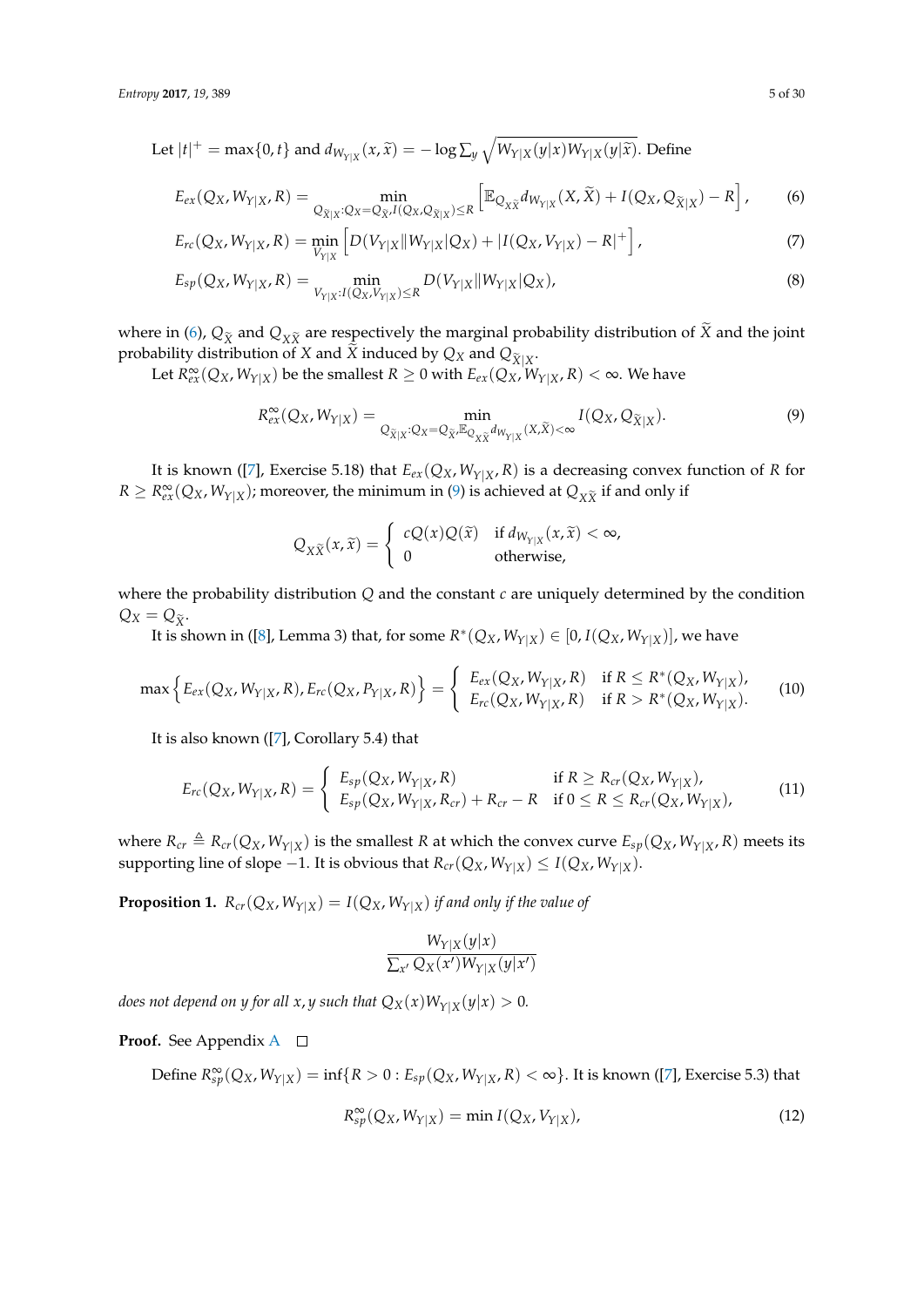Let $|t|^+ = \max\{0, t\}$ and $d_{W_{Y|X}}(x, \widetilde{x}) = -\log \sum_y \sqrt{W_{Y|X}(y|x) W_{Y|X}(y|\widetilde{x})}$. Define

$$E_{ex}(Q_X, W_{Y|X}, R) = \min_{Q_{\widetilde{X}|X}: Q_X = Q_{\widetilde{X}}, I(Q_X, Q_{\widetilde{X}|X}) \leq R} \left[ \mathbb{E}_{Q_{X\widetilde{X}}} d_{W_{Y|X}}(X, \widetilde{X}) + I(Q_X, Q_{\widetilde{X}|X}) - R \right], \tag{6}$$

$$E_{rc}(Q_X, W_{Y|X}, R) = \min_{V_{Y|X}} \left[ D(V_{Y|X} \| W_{Y|X} | Q_X) + |I(Q_X, V_{Y|X}) - R|^+ \right], \tag{7}$$

$$E_{sp}(Q_X, W_{Y|X}, R) = \min_{V_{Y|X}: I(Q_X, V_{Y|X}) \leq R} D(V_{Y|X} \| W_{Y|X} | Q_X), \tag{8}$$

where in (6), $Q_{\widetilde{X}}$ and $Q_{X\widetilde{X}}$ are respectively the marginal probability distribution of $\widetilde{X}$ and the joint probability distribution of $X$ and $\widetilde{X}$ induced by $Q_X$ and $Q_{\widetilde{X}|X}$.

Let $R_{ex}^{\infty}(Q_X, W_{Y|X})$ be the smallest $R \geq 0$ with $E_{ex}(Q_X, W_{Y|X}, R) < \infty$. We have

$$R_{ex}^{\infty}(Q_X, W_{Y|X}) = \min_{Q_{\widetilde{X}|X}: Q_X = Q_{\widetilde{X}}, \mathbb{E}_{Q_{X\widetilde{X}}} d_{W_{Y|X}}(X, \widetilde{X}) < \infty} I(Q_X, Q_{\widetilde{X}|X}). \tag{9}$$

It is known ([7], Exercise 5.18) that $E_{ex}(Q_X, W_{Y|X}, R)$ is a decreasing convex function of $R$ for $R \geq R_{ex}^{\infty}(Q_X, W_{Y|X})$; moreover, the minimum in (9) is achieved at $Q_{X\widetilde{X}}$ if and only if

$$Q_{X\widetilde{X}}(x, \widetilde{x}) = \begin{cases} cQ(x)Q(\widetilde{x}) & \text{if } d_{W_{Y|X}}(x, \widetilde{x}) < \infty, \\ 0 & \text{otherwise,} \end{cases}$$

where the probability distribution $Q$ and the constant $c$ are uniquely determined by the condition $Q_X = Q_{\widetilde{X}}$.

It is shown in ([8], Lemma 3) that, for some $R^*(Q_X, W_{Y|X}) \in [0, I(Q_X, W_{Y|X})]$, we have

$$\max\left\{ E_{ex}(Q_X, W_{Y|X}, R), E_{rc}(Q_X, P_{Y|X}, R) \right\} = \begin{cases} E_{ex}(Q_X, W_{Y|X}, R) & \text{if } R \leq R^*(Q_X, W_{Y|X}), \\ E_{rc}(Q_X, W_{Y|X}, R) & \text{if } R > R^*(Q_X, W_{Y|X}). \end{cases} \tag{10}$$

It is also known ([7], Corollary 5.4) that

$$E_{rc}(Q_X, W_{Y|X}, R) = \begin{cases} E_{sp}(Q_X, W_{Y|X}, R) & \text{if } R \geq R_{cr}(Q_X, W_{Y|X}), \\ E_{sp}(Q_X, W_{Y|X}, R_{cr}) + R_{cr} - R & \text{if } 0 \leq R \leq R_{cr}(Q_X, W_{Y|X}), \end{cases} \tag{11}$$

where $R_{cr} \triangleq R_{cr}(Q_X, W_{Y|X})$ is the smallest $R$ at which the convex curve $E_{sp}(Q_X, W_{Y|X}, R)$ meets its supporting line of slope $-1$. It is obvious that $R_{cr}(Q_X, W_{Y|X}) \leq I(Q_X, W_{Y|X})$.

**Proposition 1.** *$R_{cr}(Q_X, W_{Y|X}) = I(Q_X, W_{Y|X})$ if and only if the value of*

$$\frac{W_{Y|X}(y|x)}{\sum_{x'} Q_X(x') W_{Y|X}(y|x')}$$

*does not depend on $y$ for all $x, y$ such that $Q_X(x) W_{Y|X}(y|x) > 0$.*

**Proof.** See Appendix A □

Define $R_{sp}^{\infty}(Q_X, W_{Y|X}) = \inf\{R > 0 : E_{sp}(Q_X, W_{Y|X}, R) < \infty\}$. It is known ([7], Exercise 5.3) that

$$R_{sp}^{\infty}(Q_X, W_{Y|X}) = \min I(Q_X, V_{Y|X}), \tag{12}$$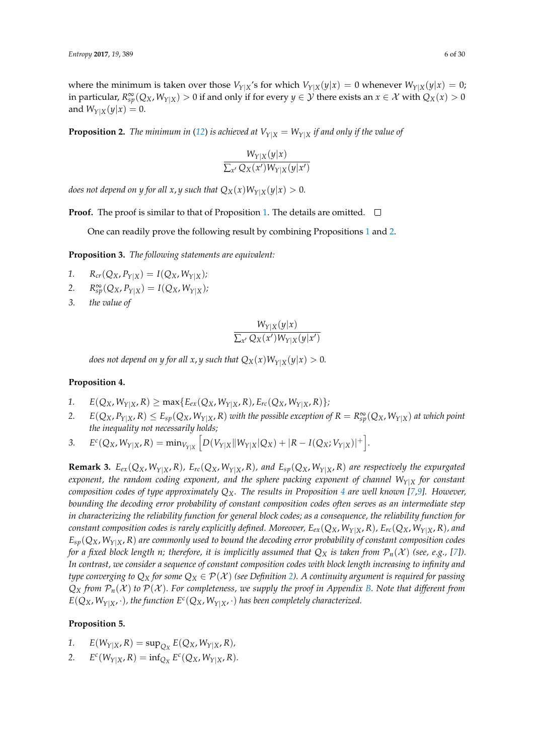where the minimum is taken over those $V_{Y|X}$'s for which $V_{Y|X}(y|x) = 0$ whenever $W_{Y|X}(y|x) = 0$; in particular, $R_{sp}^{\infty}(Q_X, W_{Y|X}) > 0$ if and only if for every $y \in \mathcal{Y}$ there exists an $x \in \mathcal{X}$ with $Q_X(x) > 0$ and $W_{Y|X}(y|x) = 0$.

**Proposition 2.** *The minimum in (12) is achieved at $V_{Y|X} = W_{Y|X}$ if and only if the value of*

$$\frac{W_{Y|X}(y|x)}{\sum_{x'} Q_X(x')W_{Y|X}(y|x')}$$

*does not depend on $y$ for all $x, y$ such that $Q_X(x)W_{Y|X}(y|x) > 0$.*

**Proof.** The proof is similar to that of Proposition 1. The details are omitted. □

One can readily prove the following result by combining Propositions 1 and 2.

**Proposition 3.** *The following statements are equivalent:*

1. $R_{cr}(Q_X, P_{Y|X}) = I(Q_X, W_{Y|X})$;
2. $R_{sp}^{\infty}(Q_X, P_{Y|X}) = I(Q_X, W_{Y|X})$;
3. *the value of*

$$\frac{W_{Y|X}(y|x)}{\sum_{x'} Q_X(x')W_{Y|X}(y|x')}$$

*does not depend on $y$ for all $x, y$ such that $Q_X(x)W_{Y|X}(y|x) > 0$.*

**Proposition 4.**

1. $E(Q_X, W_{Y|X}, R) \geq \max\{E_{ex}(Q_X, W_{Y|X}, R), E_{rc}(Q_X, W_{Y|X}, R)\}$;
2. $E(Q_X, P_{Y|X}, R) \leq E_{sp}(Q_X, W_{Y|X}, R)$ *with the possible exception of $R = R_{sp}^{\infty}(Q_X, W_{Y|X})$ at which point the inequality not necessarily holds;*
3. $E^c(Q_X, W_{Y|X}, R) = \min_{V_{Y|X}} \left[ D(V_{Y|X} \| W_{Y|X} | Q_X) + |R - I(Q_X; V_{Y|X})|^+ \right]$.

**Remark 3.** *$E_{ex}(Q_X, W_{Y|X}, R)$, $E_{rc}(Q_X, W_{Y|X}, R)$, and $E_{sp}(Q_X, W_{Y|X}, R)$ are respectively the expurgated exponent, the random coding exponent, and the sphere packing exponent of channel $W_{Y|X}$ for constant composition codes of type approximately $Q_X$. The results in Proposition 4 are well known [7,9]. However, bounding the decoding error probability of constant composition codes often serves as an intermediate step in characterizing the reliability function for general block codes; as a consequence, the reliability function for constant composition codes is rarely explicitly defined. Moreover, $E_{ex}(Q_X, W_{Y|X}, R)$, $E_{rc}(Q_X, W_{Y|X}, R)$, and $E_{sp}(Q_X, W_{Y|X}, R)$ are commonly used to bound the decoding error probability of constant composition codes for a fixed block length $n$; therefore, it is implicitly assumed that $Q_X$ is taken from $\mathcal{P}_n(\mathcal{X})$ (see, e.g., [7]). In contrast, we consider a sequence of constant composition codes with block length increasing to infinity and type converging to $Q_X$ for some $Q_X \in \mathcal{P}(\mathcal{X})$ (see Definition 2). A continuity argument is required for passing $Q_X$ from $\mathcal{P}_n(\mathcal{X})$ to $\mathcal{P}(\mathcal{X})$. For completeness, we supply the proof in Appendix B. Note that different from $E(Q_X, W_{Y|X}, \cdot)$, the function $E^c(Q_X, W_{Y|X}, \cdot)$ has been completely characterized.*

**Proposition 5.**

1. $E(W_{Y|X}, R) = \sup_{Q_X} E(Q_X, W_{Y|X}, R)$,
2. $E^c(W_{Y|X}, R) = \inf_{Q_X} E^c(Q_X, W_{Y|X}, R)$.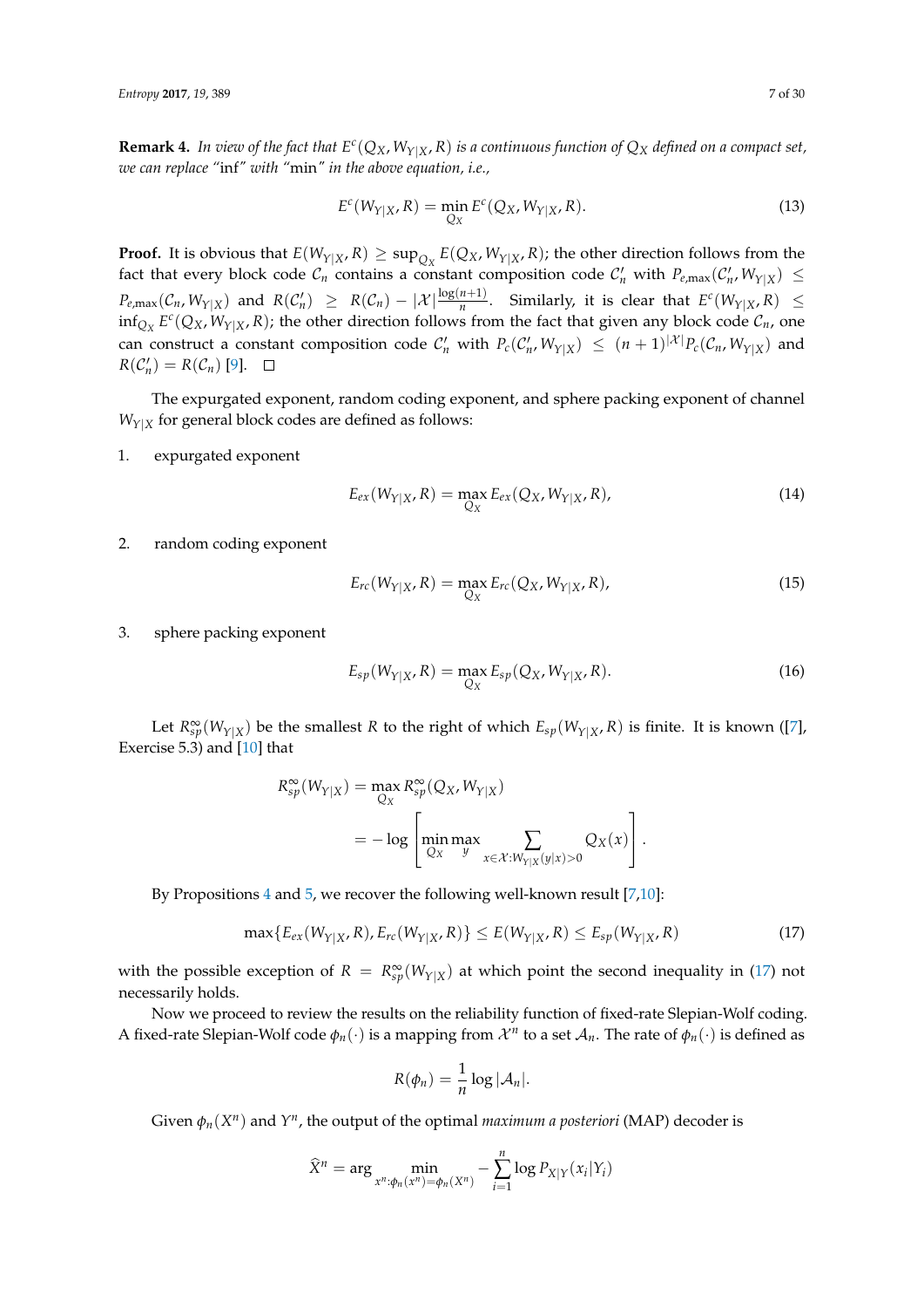**Remark 4.** *In view of the fact that $E^c(Q_X, W_{Y|X}, R)$ is a continuous function of $Q_X$ defined on a compact set, we can replace "*inf*" with "*min*" in the above equation, i.e.,*

$$E^c(W_{Y|X}, R) = \min_{Q_X} E^c(Q_X, W_{Y|X}, R). \tag{13}$$

**Proof.** It is obvious that $E(W_{Y|X}, R) \geq \sup_{Q_X} E(Q_X, W_{Y|X}, R)$; the other direction follows from the fact that every block code $\mathcal{C}_n$ contains a constant composition code $\mathcal{C}'_n$ with $P_{e,\max}(\mathcal{C}'_n, W_{Y|X}) \leq P_{e,\max}(\mathcal{C}_n, W_{Y|X})$ and $R(\mathcal{C}'_n) \geq R(\mathcal{C}_n) - |\mathcal{X}|\frac{\log(n+1)}{n}$. Similarly, it is clear that $E^c(W_{Y|X}, R) \leq \inf_{Q_X} E^c(Q_X, W_{Y|X}, R)$; the other direction follows from the fact that given any block code $\mathcal{C}_n$, one can construct a constant composition code $\mathcal{C}'_n$ with $P_c(\mathcal{C}'_n, W_{Y|X}) \leq (n+1)^{|\mathcal{X}|} P_c(\mathcal{C}_n, W_{Y|X})$ and $R(\mathcal{C}'_n) = R(\mathcal{C}_n)$ [9]. □

The expurgated exponent, random coding exponent, and sphere packing exponent of channel $W_{Y|X}$ for general block codes are defined as follows:

1. expurgated exponent

$$E_{ex}(W_{Y|X}, R) = \max_{Q_X} E_{ex}(Q_X, W_{Y|X}, R), \tag{14}$$

2. random coding exponent

$$E_{rc}(W_{Y|X}, R) = \max_{Q_X} E_{rc}(Q_X, W_{Y|X}, R), \tag{15}$$

3. sphere packing exponent

$$E_{sp}(W_{Y|X}, R) = \max_{Q_X} E_{sp}(Q_X, W_{Y|X}, R). \tag{16}$$

Let $R_{sp}^{\infty}(W_{Y|X})$ be the smallest $R$ to the right of which $E_{sp}(W_{Y|X}, R)$ is finite. It is known ([7], Exercise 5.3) and [10] that

$$\begin{aligned}
R_{sp}^{\infty}(W_{Y|X}) &= \max_{Q_X} R_{sp}^{\infty}(Q_X, W_{Y|X}) \\
&= -\log \left[ \min_{Q_X} \max_{y} \sum_{x \in \mathcal{X}: W_{Y|X}(y|x) > 0} Q_X(x) \right].
\end{aligned}$$

By Propositions 4 and 5, we recover the following well-known result [7,10]:

$$\max\{E_{ex}(W_{Y|X}, R), E_{rc}(W_{Y|X}, R)\} \leq E(W_{Y|X}, R) \leq E_{sp}(W_{Y|X}, R) \tag{17}$$

with the possible exception of $R = R_{sp}^{\infty}(W_{Y|X})$ at which point the second inequality in (17) not necessarily holds.

Now we proceed to review the results on the reliability function of fixed-rate Slepian-Wolf coding. A fixed-rate Slepian-Wolf code $\phi_n(\cdot)$ is a mapping from $\mathcal{X}^n$ to a set $\mathcal{A}_n$. The rate of $\phi_n(\cdot)$ is defined as

$$R(\phi_n) = \frac{1}{n} \log |\mathcal{A}_n|.$$

Given $\phi_n(X^n)$ and $Y^n$, the output of the optimal *maximum a posteriori* (MAP) decoder is

$$\widehat{X}^n = \arg \min_{x^n: \phi_n(x^n) = \phi_n(X^n)} -\sum_{i=1}^{n} \log P_{X|Y}(x_i|Y_i)$$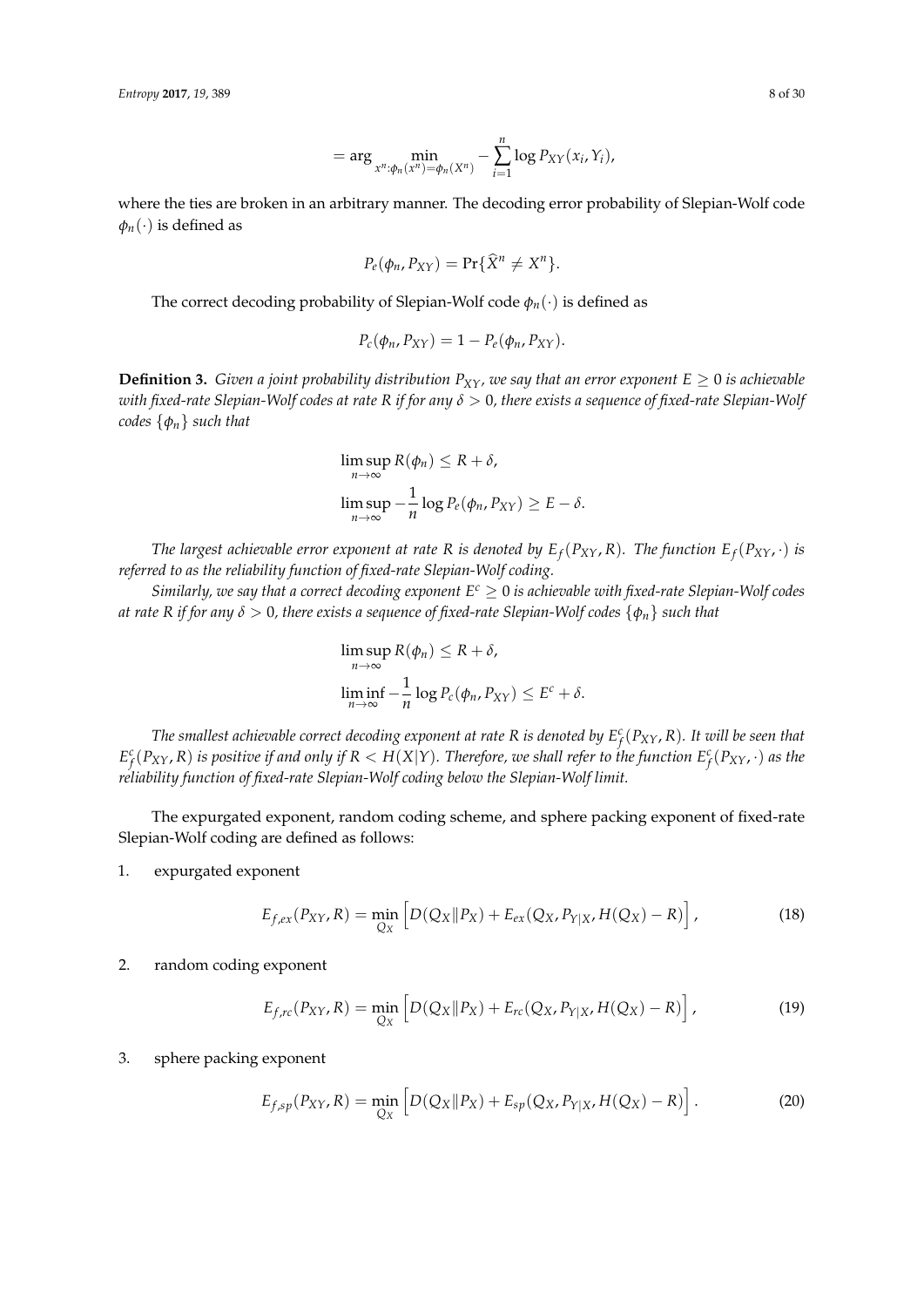$$= \arg \min_{x^n : \phi_n(x^n) = \phi_n(X^n)} - \sum_{i=1}^{n} \log P_{XY}(x_i, Y_i),$$

where the ties are broken in an arbitrary manner. The decoding error probability of Slepian-Wolf code $\phi_n(\cdot)$ is defined as

$$P_e(\phi_n, P_{XY}) = \Pr\{\widehat{X}^n \neq X^n\}.$$

The correct decoding probability of Slepian-Wolf code $\phi_n(\cdot)$ is defined as

$$P_c(\phi_n, P_{XY}) = 1 - P_e(\phi_n, P_{XY}).$$

**Definition 3.** *Given a joint probability distribution $P_{XY}$, we say that an error exponent $E \geq 0$ is achievable with fixed-rate Slepian-Wolf codes at rate $R$ if for any $\delta > 0$, there exists a sequence of fixed-rate Slepian-Wolf codes $\{\phi_n\}$ such that*

$$\limsup_{n \to \infty} R(\phi_n) \leq R + \delta,$$
$$\limsup_{n \to \infty} -\frac{1}{n} \log P_e(\phi_n, P_{XY}) \geq E - \delta.$$

*The largest achievable error exponent at rate $R$ is denoted by $E_f(P_{XY}, R)$. The function $E_f(P_{XY}, \cdot)$ is referred to as the reliability function of fixed-rate Slepian-Wolf coding.*

*Similarly, we say that a correct decoding exponent $E^c \geq 0$ is achievable with fixed-rate Slepian-Wolf codes at rate $R$ if for any $\delta > 0$, there exists a sequence of fixed-rate Slepian-Wolf codes $\{\phi_n\}$ such that*

$$\limsup_{n \to \infty} R(\phi_n) \leq R + \delta,$$
$$\liminf_{n \to \infty} -\frac{1}{n} \log P_c(\phi_n, P_{XY}) \leq E^c + \delta.$$

*The smallest achievable correct decoding exponent at rate $R$ is denoted by $E_f^c(P_{XY}, R)$. It will be seen that $E_f^c(P_{XY}, R)$ is positive if and only if $R < H(X|Y)$. Therefore, we shall refer to the function $E_f^c(P_{XY}, \cdot)$ as the reliability function of fixed-rate Slepian-Wolf coding below the Slepian-Wolf limit.*

The expurgated exponent, random coding scheme, and sphere packing exponent of fixed-rate Slepian-Wolf coding are defined as follows:

1. expurgated exponent

$$E_{f,ex}(P_{XY}, R) = \min_{Q_X} \left[ D(Q_X \| P_X) + E_{ex}(Q_X, P_{Y|X}, H(Q_X) - R) \right], \tag{18}$$

2. random coding exponent

$$E_{f,rc}(P_{XY}, R) = \min_{Q_X} \left[ D(Q_X \| P_X) + E_{rc}(Q_X, P_{Y|X}, H(Q_X) - R) \right], \tag{19}$$

3. sphere packing exponent

$$E_{f,sp}(P_{XY}, R) = \min_{Q_X} \left[ D(Q_X \| P_X) + E_{sp}(Q_X, P_{Y|X}, H(Q_X) - R) \right]. \tag{20}$$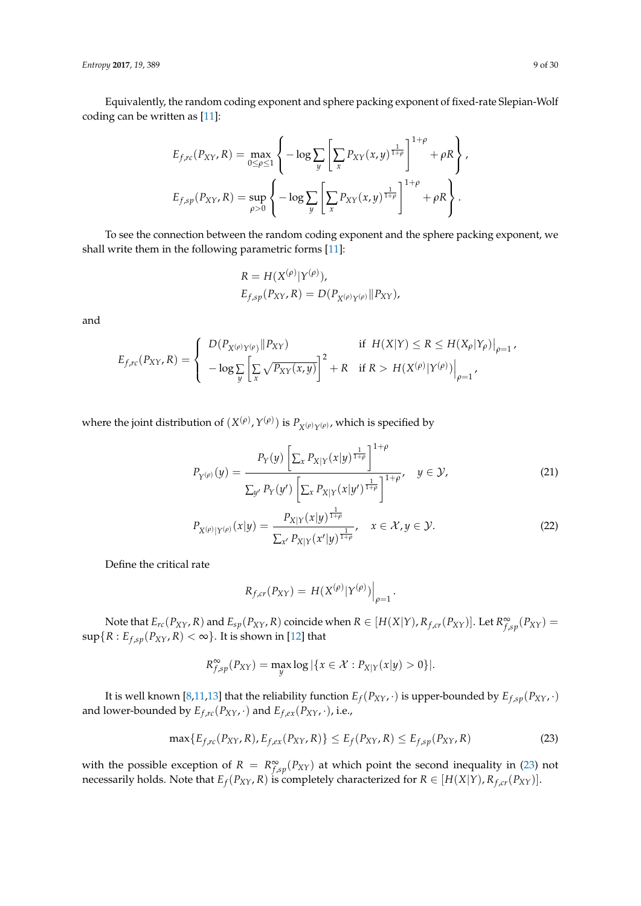Equivalently, the random coding exponent and sphere packing exponent of fixed-rate Slepian-Wolf coding can be written as [11]:

$$E_{f,rc}(P_{XY}, R) = \max_{0 \le \rho \le 1} \left\{ -\log \sum_{y} \left[ \sum_{x} P_{XY}(x,y)^{\frac{1}{1+\rho}} \right]^{1+\rho} + \rho R \right\},$$

$$E_{f,sp}(P_{XY}, R) = \sup_{\rho > 0} \left\{ -\log \sum_{y} \left[ \sum_{x} P_{XY}(x,y)^{\frac{1}{1+\rho}} \right]^{1+\rho} + \rho R \right\}.$$

To see the connection between the random coding exponent and the sphere packing exponent, we shall write them in the following parametric forms [11]:

$$R = H(X^{(\rho)}|Y^{(\rho)}),$$

$$E_{f,sp}(P_{XY}, R) = D(P_{X^{(\rho)}Y^{(\rho)}} \| P_{XY}),$$

and

$$E_{f,rc}(P_{XY}, R) = \begin{cases} D(P_{X^{(\rho)}Y^{(\rho)}} \| P_{XY}) & \text{if } H(X|Y) \le R \le H(X_\rho|Y_\rho)\big|_{\rho=1}, \\ -\log \sum_{y} \left[ \sum_{x} \sqrt{P_{XY}(x,y)} \right]^2 + R & \text{if } R > H(X^{(\rho)}|Y^{(\rho)})\big|_{\rho=1}, \end{cases}$$

where the joint distribution of $(X^{(\rho)}, Y^{(\rho)})$ is $P_{X^{(\rho)}Y^{(\rho)}}$, which is specified by

$$P_{Y^{(\rho)}}(y) = \frac{P_Y(y) \left[ \sum_x P_{X|Y}(x|y)^{\frac{1}{1+\rho}} \right]^{1+\rho}}{\sum_{y'} P_Y(y') \left[ \sum_x P_{X|Y}(x|y')^{\frac{1}{1+\rho}} \right]^{1+\rho}}, \quad y \in \mathcal{Y}, \tag{21}$$

$$P_{X^{(\rho)}|Y^{(\rho)}}(x|y) = \frac{P_{X|Y}(x|y)^{\frac{1}{1+\rho}}}{\sum_{x'} P_{X|Y}(x'|y)^{\frac{1}{1+\rho}}}, \quad x \in \mathcal{X}, y \in \mathcal{Y}. \tag{22}$$

Define the critical rate

$$R_{f,cr}(P_{XY}) = H(X^{(\rho)}|Y^{(\rho)})\big|_{\rho=1}.$$

Note that $E_{rc}(P_{XY}, R)$ and $E_{sp}(P_{XY}, R)$ coincide when $R \in [H(X|Y), R_{f,cr}(P_{XY})]$. Let $R^{\infty}_{f,sp}(P_{XY}) = \sup\{R : E_{f,sp}(P_{XY}, R) < \infty\}$. It is shown in [12] that

$$R^{\infty}_{f,sp}(P_{XY}) = \max_{y} \log |\{x \in \mathcal{X} : P_{X|Y}(x|y) > 0\}|.$$

It is well known [8,11,13] that the reliability function $E_f(P_{XY}, \cdot)$ is upper-bounded by $E_{f,sp}(P_{XY}, \cdot)$ and lower-bounded by $E_{f,rc}(P_{XY}, \cdot)$ and $E_{f,ex}(P_{XY}, \cdot)$, i.e.,

$$\max\{E_{f,rc}(P_{XY}, R), E_{f,ex}(P_{XY}, R)\} \le E_f(P_{XY}, R) \le E_{f,sp}(P_{XY}, R) \tag{23}$$

with the possible exception of $R = R^{\infty}_{f,sp}(P_{XY})$ at which point the second inequality in (23) not necessarily holds. Note that $E_f(P_{XY}, R)$ is completely characterized for $R \in [H(X|Y), R_{f,cr}(P_{XY})]$.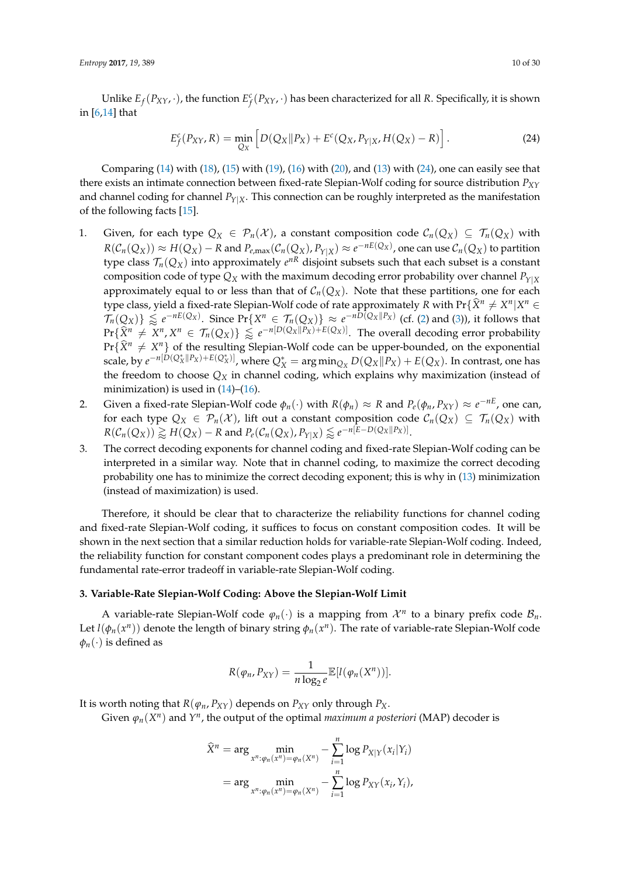Unlike $E_f(P_{XY}, \cdot)$, the function $E_f^c(P_{XY}, \cdot)$ has been characterized for all $R$. Specifically, it is shown in [6,14] that

$$E_f^c(P_{XY}, R) = \min_{Q_X} \left[ D(Q_X \| P_X) + E^c(Q_X, P_{Y|X}, H(Q_X) - R) \right]. \tag{24}$$

Comparing (14) with (18), (15) with (19), (16) with (20), and (13) with (24), one can easily see that there exists an intimate connection between fixed-rate Slepian-Wolf coding for source distribution $P_{XY}$ and channel coding for channel $P_{Y|X}$. This connection can be roughly interpreted as the manifestation of the following facts [15].

1. Given, for each type $Q_X \in \mathcal{P}_n(\mathcal{X})$, a constant composition code $\mathcal{C}_n(Q_X) \subseteq \mathcal{T}_n(Q_X)$ with $R(\mathcal{C}_n(Q_X)) \approx H(Q_X) - R$ and $P_{e,\max}(\mathcal{C}_n(Q_X), P_{Y|X}) \approx e^{-nE(Q_X)}$, one can use $\mathcal{C}_n(Q_X)$ to partition type class $\mathcal{T}_n(Q_X)$ into approximately $e^{nR}$ disjoint subsets such that each subset is a constant composition code of type $Q_X$ with the maximum decoding error probability over channel $P_{Y|X}$ approximately equal to or less than that of $\mathcal{C}_n(Q_X)$. Note that these partitions, one for each type class, yield a fixed-rate Slepian-Wolf code of rate approximately $R$ with $\Pr\{\widehat{X}^n \neq X^n | X^n \in \mathcal{T}_n(Q_X)\} \lessapprox e^{-nE(Q_X)}$. Since $\Pr\{X^n \in \mathcal{T}_n(Q_X)\} \approx e^{-nD(Q_X\|P_X)}$ (cf. (2) and (3)), it follows that $\Pr\{\widehat{X}^n \neq X^n, X^n \in \mathcal{T}_n(Q_X)\} \lessapprox e^{-n[D(Q_X\|P_X)+E(Q_X)]}$. The overall decoding error probability $\Pr\{\widehat{X}^n \neq X^n\}$ of the resulting Slepian-Wolf code can be upper-bounded, on the exponential scale, by $e^{-n[D(Q_X^*\|P_X)+E(Q_X^*)]}$, where $Q_X^* = \arg\min_{Q_X} D(Q_X\|P_X) + E(Q_X)$. In contrast, one has the freedom to choose $Q_X$ in channel coding, which explains why maximization (instead of minimization) is used in (14)–(16).
2. Given a fixed-rate Slepian-Wolf code $\phi_n(\cdot)$ with $R(\phi_n) \approx R$ and $P_e(\phi_n, P_{XY}) \approx e^{-nE}$, one can, for each type $Q_X \in \mathcal{P}_n(\mathcal{X})$, lift out a constant composition code $\mathcal{C}_n(Q_X) \subseteq \mathcal{T}_n(Q_X)$ with $R(\mathcal{C}_n(Q_X)) \gtrapprox H(Q_X) - R$ and $P_e(\mathcal{C}_n(Q_X), P_{Y|X}) \lessapprox e^{-n[E-D(Q_X\|P_X)]}$.
3. The correct decoding exponents for channel coding and fixed-rate Slepian-Wolf coding can be interpreted in a similar way. Note that in channel coding, to maximize the correct decoding probability one has to minimize the correct decoding exponent; this is why in (13) minimization (instead of maximization) is used.

Therefore, it should be clear that to characterize the reliability functions for channel coding and fixed-rate Slepian-Wolf coding, it suffices to focus on constant composition codes. It will be shown in the next section that a similar reduction holds for variable-rate Slepian-Wolf coding. Indeed, the reliability function for constant component codes plays a predominant role in determining the fundamental rate-error tradeoff in variable-rate Slepian-Wolf coding.

### 3. Variable-Rate Slepian-Wolf Coding: Above the Slepian-Wolf Limit

A variable-rate Slepian-Wolf code $\varphi_n(\cdot)$ is a mapping from $\mathcal{X}^n$ to a binary prefix code $\mathcal{B}_n$. Let $l(\phi_n(x^n))$ denote the length of binary string $\phi_n(x^n)$. The rate of variable-rate Slepian-Wolf code $\phi_n(\cdot)$ is defined as

$$R(\varphi_n, P_{XY}) = \frac{1}{n \log_2 e} \mathbb{E}[l(\varphi_n(X^n))].$$

It is worth noting that $R(\varphi_n, P_{XY})$ depends on $P_{XY}$ only through $P_X$.

Given $\varphi_n(X^n)$ and $Y^n$, the output of the optimal *maximum a posteriori* (MAP) decoder is

$$\begin{aligned}
\widehat{X}^n &= \arg \min_{x^n : \varphi_n(x^n) = \varphi_n(X^n)} - \sum_{i=1}^{n} \log P_{X|Y}(x_i | Y_i) \\
&= \arg \min_{x^n : \varphi_n(x^n) = \varphi_n(X^n)} - \sum_{i=1}^{n} \log P_{XY}(x_i, Y_i),
\end{aligned}$$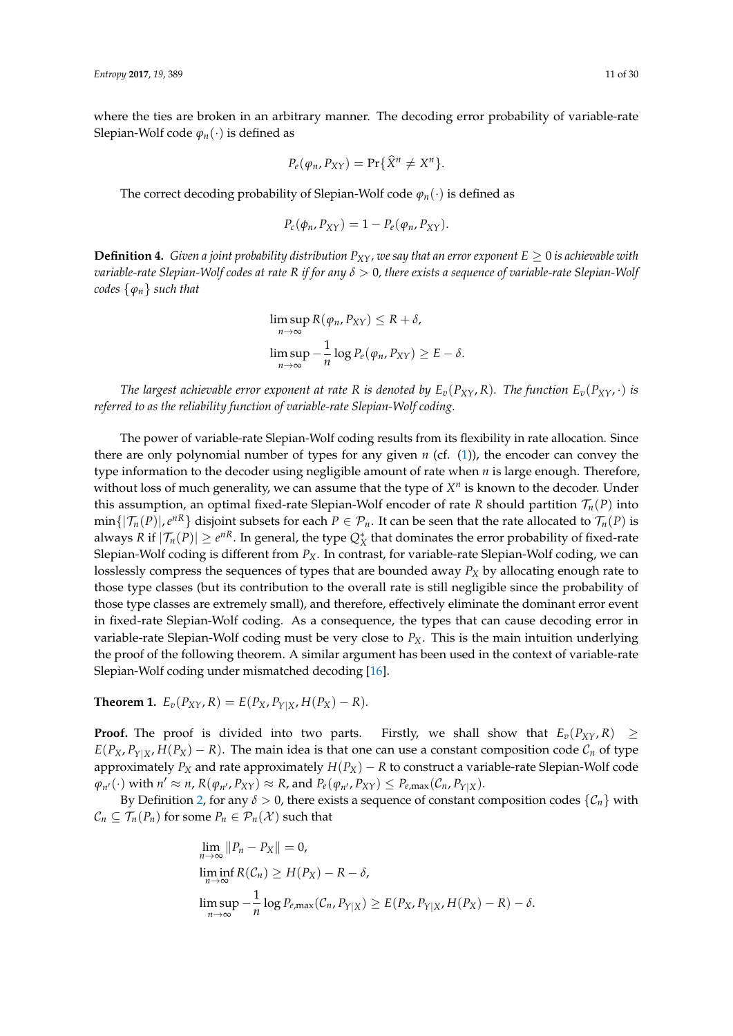where the ties are broken in an arbitrary manner. The decoding error probability of variable-rate Slepian-Wolf code $\varphi_n(\cdot)$ is defined as

$$P_e(\varphi_n, P_{XY}) = \Pr\{\widehat{X}^n \neq X^n\}.$$

The correct decoding probability of Slepian-Wolf code $\varphi_n(\cdot)$ is defined as

$$P_c(\phi_n, P_{XY}) = 1 - P_e(\varphi_n, P_{XY}).$$

**Definition 4.** *Given a joint probability distribution $P_{XY}$, we say that an error exponent $E \geq 0$ is achievable with variable-rate Slepian-Wolf codes at rate $R$ if for any $\delta > 0$, there exists a sequence of variable-rate Slepian-Wolf codes $\{\varphi_n\}$ such that*

$$\limsup_{n\to\infty} R(\varphi_n, P_{XY}) \leq R + \delta,$$
$$\limsup_{n\to\infty} -\frac{1}{n}\log P_e(\varphi_n, P_{XY}) \geq E - \delta.$$

*The largest achievable error exponent at rate $R$ is denoted by $E_v(P_{XY}, R)$. The function $E_v(P_{XY}, \cdot)$ is referred to as the reliability function of variable-rate Slepian-Wolf coding.*

The power of variable-rate Slepian-Wolf coding results from its flexibility in rate allocation. Since there are only polynomial number of types for any given $n$ (cf. (1)), the encoder can convey the type information to the decoder using negligible amount of rate when $n$ is large enough. Therefore, without loss of much generality, we can assume that the type of $X^n$ is known to the decoder. Under this assumption, an optimal fixed-rate Slepian-Wolf encoder of rate $R$ should partition $\mathcal{T}_n(P)$ into $\min\{|\mathcal{T}_n(P)|, e^{nR}\}$ disjoint subsets for each $P \in \mathcal{P}_n$. It can be seen that the rate allocated to $\mathcal{T}_n(P)$ is always $R$ if $|\mathcal{T}_n(P)| \geq e^{nR}$. In general, the type $Q_X^*$ that dominates the error probability of fixed-rate Slepian-Wolf coding is different from $P_X$. In contrast, for variable-rate Slepian-Wolf coding, we can losslessly compress the sequences of types that are bounded away $P_X$ by allocating enough rate to those type classes (but its contribution to the overall rate is still negligible since the probability of those type classes are extremely small), and therefore, effectively eliminate the dominant error event in fixed-rate Slepian-Wolf coding. As a consequence, the types that can cause decoding error in variable-rate Slepian-Wolf coding must be very close to $P_X$. This is the main intuition underlying the proof of the following theorem. A similar argument has been used in the context of variable-rate Slepian-Wolf coding under mismatched decoding [16].

**Theorem 1.** $E_v(P_{XY}, R) = E(P_X, P_{Y|X}, H(P_X) - R)$.

**Proof.** The proof is divided into two parts. Firstly, we shall show that $E_v(P_{XY}, R) \geq E(P_X, P_{Y|X}, H(P_X) - R)$. The main idea is that one can use a constant composition code $\mathcal{C}_n$ of type approximately $P_X$ and rate approximately $H(P_X) - R$ to construct a variable-rate Slepian-Wolf code $\varphi_{n'}(\cdot)$ with $n' \approx n$, $R(\varphi_{n'}, P_{XY}) \approx R$, and $P_e(\varphi_{n'}, P_{XY}) \leq P_{e,\max}(\mathcal{C}_n, P_{Y|X})$.

By Definition 2, for any $\delta > 0$, there exists a sequence of constant composition codes $\{\mathcal{C}_n\}$ with $\mathcal{C}_n \subseteq \mathcal{T}_n(P_n)$ for some $P_n \in \mathcal{P}_n(\mathcal{X})$ such that

$$\lim_{n\to\infty} \|P_n - P_X\| = 0,$$
$$\liminf_{n\to\infty} R(\mathcal{C}_n) \geq H(P_X) - R - \delta,$$
$$\limsup_{n\to\infty} -\frac{1}{n}\log P_{e,\max}(\mathcal{C}_n, P_{Y|X}) \geq E(P_X, P_{Y|X}, H(P_X) - R) - \delta.$$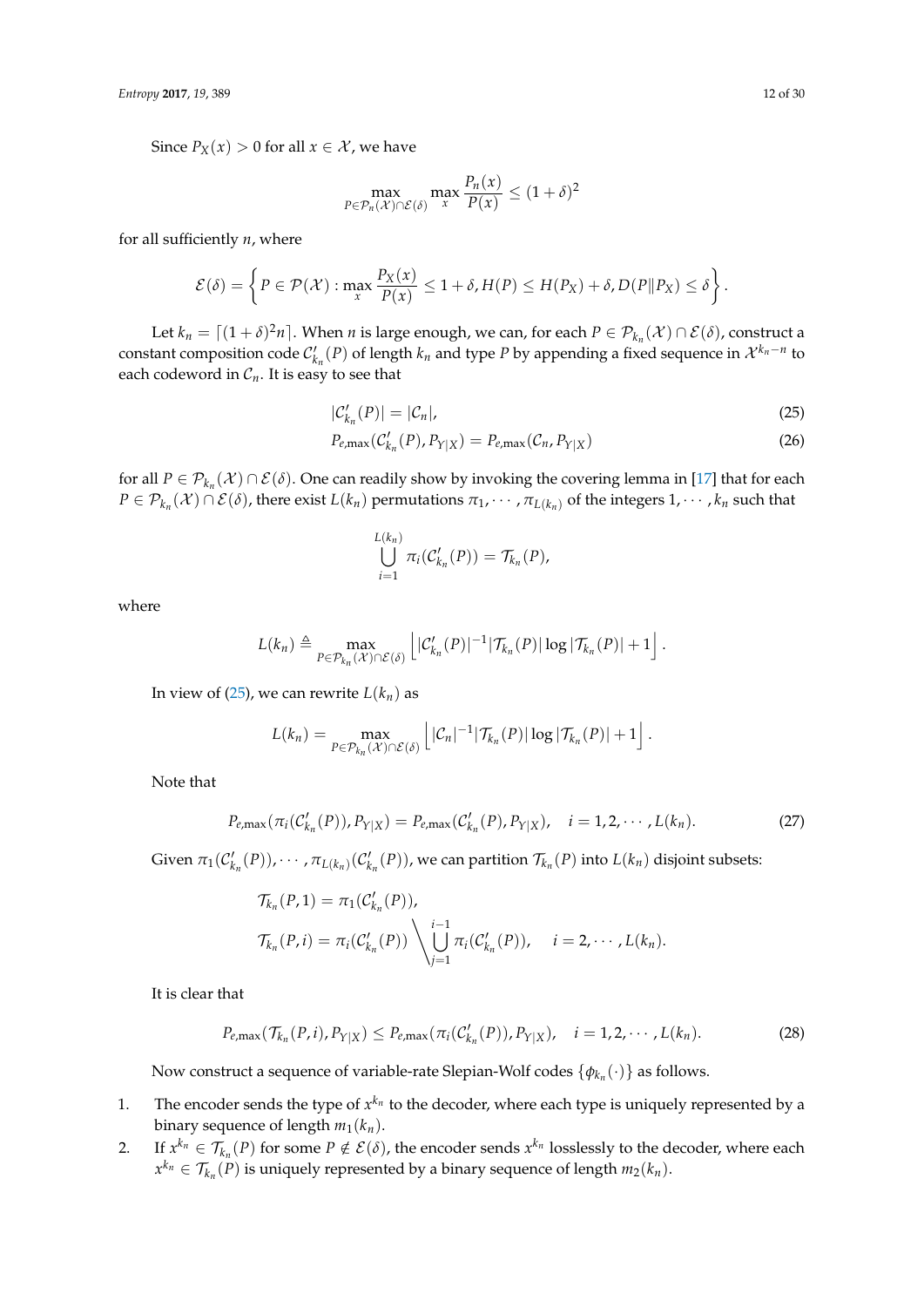Since $P_X(x) > 0$ for all $x \in \mathcal{X}$, we have

$$\max_{P \in \mathcal{P}_n(\mathcal{X}) \cap \mathcal{E}(\delta)} \max_x \frac{P_n(x)}{P(x)} \le (1+\delta)^2$$

for all sufficiently $n$, where

$$\mathcal{E}(\delta) = \left\{ P \in \mathcal{P}(\mathcal{X}) : \max_x \frac{P_X(x)}{P(x)} \le 1+\delta, H(P) \le H(P_X) + \delta, D(P\|P_X) \le \delta \right\}.$$

Let $k_n = \lceil (1+\delta)^2 n \rceil$. When $n$ is large enough, we can, for each $P \in \mathcal{P}_{k_n}(\mathcal{X}) \cap \mathcal{E}(\delta)$, construct a constant composition code $\mathcal{C}'_{k_n}(P)$ of length $k_n$ and type $P$ by appending a fixed sequence in $\mathcal{X}^{k_n - n}$ to each codeword in $\mathcal{C}_n$. It is easy to see that

$$|\mathcal{C}'_{k_n}(P)| = |\mathcal{C}_n|, \tag{25}$$

$$P_{e,\max}(\mathcal{C}'_{k_n}(P), P_{Y|X}) = P_{e,\max}(\mathcal{C}_n, P_{Y|X}) \tag{26}$$

for all $P \in \mathcal{P}_{k_n}(\mathcal{X}) \cap \mathcal{E}(\delta)$. One can readily show by invoking the covering lemma in [17] that for each $P \in \mathcal{P}_{k_n}(\mathcal{X}) \cap \mathcal{E}(\delta)$, there exist $L(k_n)$ permutations $\pi_1, \cdots, \pi_{L(k_n)}$ of the integers $1, \cdots, k_n$ such that

$$\bigcup_{i=1}^{L(k_n)} \pi_i(\mathcal{C}'_{k_n}(P)) = \mathcal{T}_{k_n}(P),$$

where

$$L(k_n) \triangleq \max_{P \in \mathcal{P}_{k_n}(\mathcal{X}) \cap \mathcal{E}(\delta)} \left\lfloor |\mathcal{C}'_{k_n}(P)|^{-1} |\mathcal{T}_{k_n}(P)| \log |\mathcal{T}_{k_n}(P)| + 1 \right\rfloor.$$

In view of (25), we can rewrite $L(k_n)$ as

$$L(k_n) = \max_{P \in \mathcal{P}_{k_n}(\mathcal{X}) \cap \mathcal{E}(\delta)} \left\lfloor |\mathcal{C}_n|^{-1} |\mathcal{T}_{k_n}(P)| \log |\mathcal{T}_{k_n}(P)| + 1 \right\rfloor.$$

Note that

$$P_{e,\max}(\pi_i(\mathcal{C}'_{k_n}(P)), P_{Y|X}) = P_{e,\max}(\mathcal{C}'_{k_n}(P), P_{Y|X}), \quad i = 1, 2, \cdots, L(k_n). \tag{27}$$

Given $\pi_1(\mathcal{C}'_{k_n}(P)), \cdots, \pi_{L(k_n)}(\mathcal{C}'_{k_n}(P))$, we can partition $\mathcal{T}_{k_n}(P)$ into $L(k_n)$ disjoint subsets:

$$\mathcal{T}_{k_n}(P, 1) = \pi_1(\mathcal{C}'_{k_n}(P)),$$

$$\mathcal{T}_{k_n}(P, i) = \pi_i(\mathcal{C}'_{k_n}(P)) \Big\backslash \bigcup_{j=1}^{i-1} \pi_i(\mathcal{C}'_{k_n}(P)), \quad i = 2, \cdots, L(k_n).$$

It is clear that

$$P_{e,\max}(\mathcal{T}_{k_n}(P, i), P_{Y|X}) \le P_{e,\max}(\pi_i(\mathcal{C}'_{k_n}(P)), P_{Y|X}), \quad i = 1, 2, \cdots, L(k_n). \tag{28}$$

Now construct a sequence of variable-rate Slepian-Wolf codes $\{\phi_{k_n}(\cdot)\}$ as follows.

1. The encoder sends the type of $x^{k_n}$ to the decoder, where each type is uniquely represented by a binary sequence of length $m_1(k_n)$.
2. If $x^{k_n} \in \mathcal{T}_{k_n}(P)$ for some $P \notin \mathcal{E}(\delta)$, the encoder sends $x^{k_n}$ losslessly to the decoder, where each $x^{k_n} \in \mathcal{T}_{k_n}(P)$ is uniquely represented by a binary sequence of length $m_2(k_n)$.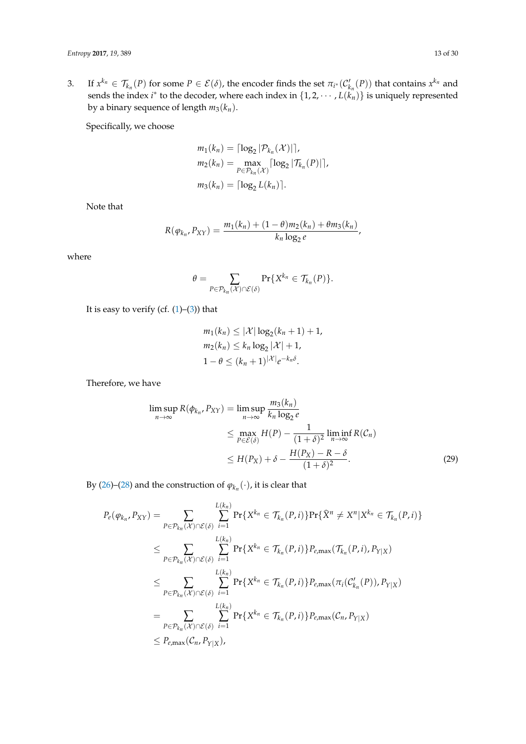3. If $x^{k_n} \in \mathcal{T}_{k_n}(P)$ for some $P \in \mathcal{E}(\delta)$, the encoder finds the set $\pi_{i^*}(\mathcal{C}'_{k_n}(P))$ that contains $x^{k_n}$ and sends the index $i^*$ to the decoder, where each index in $\{1, 2, \cdots, L(k_n)\}$ is uniquely represented by a binary sequence of length $m_3(k_n)$.

Specifically, we choose

$$
\begin{aligned}
m_1(k_n) &= \lceil \log_2 |\mathcal{P}_{k_n}(\mathcal{X})| \rceil, \\
m_2(k_n) &= \max_{P \in \mathcal{P}_{k_n}(\mathcal{X})} \lceil \log_2 |\mathcal{T}_{k_n}(P)| \rceil, \\
m_3(k_n) &= \lceil \log_2 L(k_n) \rceil.
\end{aligned}
$$

Note that

$$
R(\varphi_{k_n}, P_{XY}) = \frac{m_1(k_n) + (1-\theta) m_2(k_n) + \theta m_3(k_n)}{k_n \log_2 e},
$$

where

$$
\theta = \sum_{P \in \mathcal{P}_{k_n}(\mathcal{X}) \cap \mathcal{E}(\delta)} \Pr\{X^{k_n} \in \mathcal{T}_{k_n}(P)\}.
$$

It is easy to verify (cf. (1)–(3)) that

$$
\begin{aligned}
m_1(k_n) &\leq |\mathcal{X}| \log_2(k_n + 1) + 1, \\
m_2(k_n) &\leq k_n \log_2 |\mathcal{X}| + 1, \\
1 - \theta &\leq (k_n + 1)^{|\mathcal{X}|} e^{-k_n \delta}.
\end{aligned}
$$

Therefore, we have

$$
\begin{aligned}
\limsup_{n \to \infty} R(\phi_{k_n}, P_{XY}) &= \limsup_{n \to \infty} \frac{m_3(k_n)}{k_n \log_2 e} \\
&\leq \max_{P \in \mathcal{E}(\delta)} H(P) - \frac{1}{(1+\delta)^2} \liminf_{n \to \infty} R(\mathcal{C}_n) \\
&\leq H(P_X) + \delta - \frac{H(P_X) - R - \delta}{(1+\delta)^2}.
\end{aligned} \tag{29}
$$

By (26)–(28) and the construction of $\varphi_{k_n}(\cdot)$, it is clear that

$$
\begin{aligned}
P_e(\varphi_{k_n}, P_{XY}) &= \sum_{P \in \mathcal{P}_{k_n}(\mathcal{X}) \cap \mathcal{E}(\delta)} \sum_{i=1}^{L(k_n)} \Pr\{X^{k_n} \in \mathcal{T}_{k_n}(P, i)\} \Pr\{\widehat{X}^n \neq X^n | X^{k_n} \in \mathcal{T}_{k_n}(P, i)\} \\
&\leq \sum_{P \in \mathcal{P}_{k_n}(\mathcal{X}) \cap \mathcal{E}(\delta)} \sum_{i=1}^{L(k_n)} \Pr\{X^{k_n} \in \mathcal{T}_{k_n}(P, i)\} P_{e,\max}(\mathcal{T}_{k_n}(P, i), P_{Y|X}) \\
&\leq \sum_{P \in \mathcal{P}_{k_n}(\mathcal{X}) \cap \mathcal{E}(\delta)} \sum_{i=1}^{L(k_n)} \Pr\{X^{k_n} \in \mathcal{T}_{k_n}(P, i)\} P_{e,\max}(\pi_i(\mathcal{C}'_{k_n}(P)), P_{Y|X}) \\
&= \sum_{P \in \mathcal{P}_{k_n}(\mathcal{X}) \cap \mathcal{E}(\delta)} \sum_{i=1}^{L(k_n)} \Pr\{X^{k_n} \in \mathcal{T}_{k_n}(P, i)\} P_{e,\max}(\mathcal{C}_n, P_{Y|X}) \\
&\leq P_{e,\max}(\mathcal{C}_n, P_{Y|X}),
\end{aligned}
$$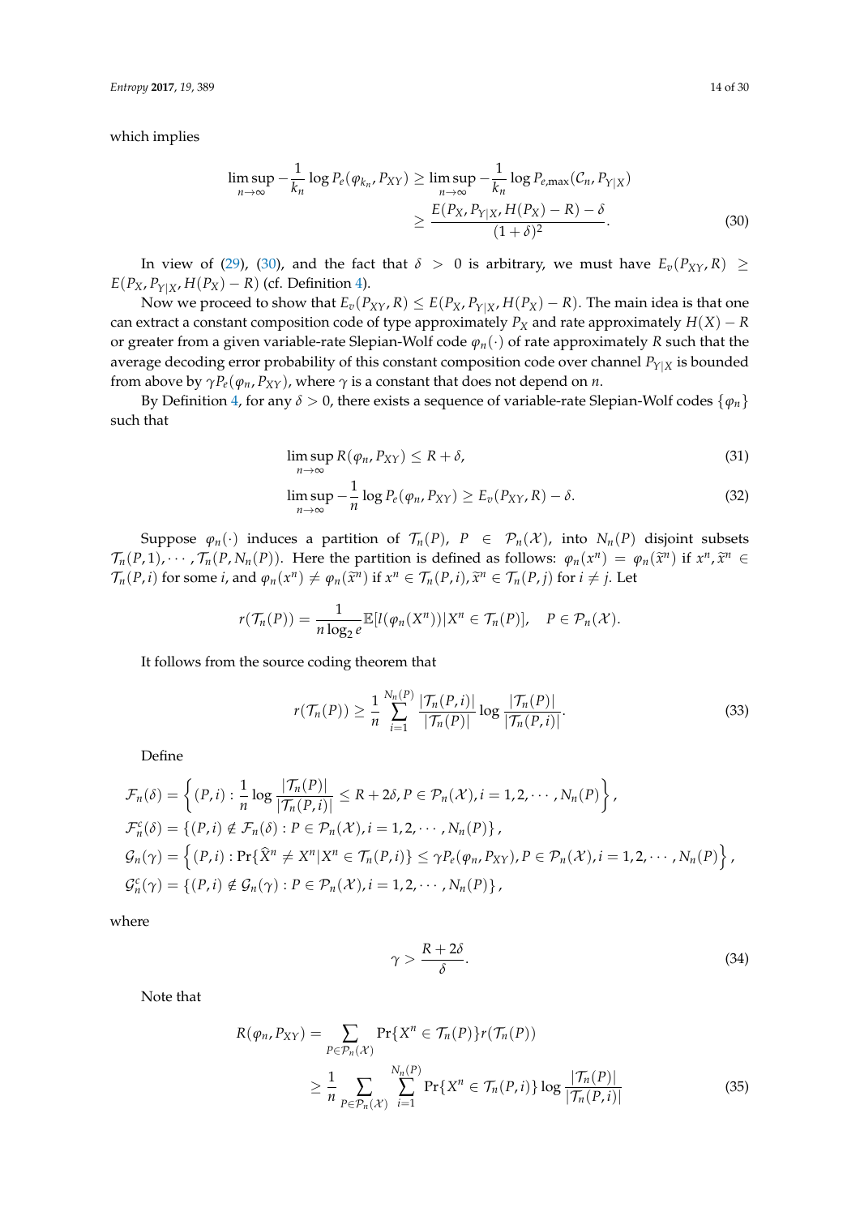which implies

$$\limsup_{n\to\infty} -\frac{1}{k_n}\log P_e(\varphi_{k_n}, P_{XY}) \geq \limsup_{n\to\infty} -\frac{1}{k_n}\log P_{e,\max}(\mathcal{C}_n, P_{Y|X})$$
$$\geq \frac{E(P_X, P_{Y|X}, H(P_X) - R) - \delta}{(1+\delta)^2}. \tag{30}$$

In view of (29), (30), and the fact that $\delta > 0$ is arbitrary, we must have $E_v(P_{XY}, R) \geq E(P_X, P_{Y|X}, H(P_X) - R)$ (cf. Definition 4).

Now we proceed to show that $E_v(P_{XY}, R) \leq E(P_X, P_{Y|X}, H(P_X) - R)$. The main idea is that one can extract a constant composition code of type approximately $P_X$ and rate approximately $H(X) - R$ or greater from a given variable-rate Slepian-Wolf code $\varphi_n(\cdot)$ of rate approximately $R$ such that the average decoding error probability of this constant composition code over channel $P_{Y|X}$ is bounded from above by $\gamma P_e(\varphi_n, P_{XY})$, where $\gamma$ is a constant that does not depend on $n$.

By Definition 4, for any $\delta > 0$, there exists a sequence of variable-rate Slepian-Wolf codes $\{\varphi_n\}$ such that

$$\limsup_{n\to\infty} R(\varphi_n, P_{XY}) \leq R + \delta, \tag{31}$$

$$\limsup_{n\to\infty} -\frac{1}{n}\log P_e(\varphi_n, P_{XY}) \geq E_v(P_{XY}, R) - \delta. \tag{32}$$

Suppose $\varphi_n(\cdot)$ induces a partition of $\mathcal{T}_n(P)$, $P \in \mathcal{P}_n(\mathcal{X})$, into $N_n(P)$ disjoint subsets $\mathcal{T}_n(P,1), \cdots, \mathcal{T}_n(P, N_n(P))$. Here the partition is defined as follows: $\varphi_n(x^n) = \varphi_n(\widetilde{x}^n)$ if $x^n, \widetilde{x}^n \in \mathcal{T}_n(P,i)$ for some $i$, and $\varphi_n(x^n) \neq \varphi_n(\widetilde{x}^n)$ if $x^n \in \mathcal{T}_n(P,i), \widetilde{x}^n \in \mathcal{T}_n(P,j)$ for $i \neq j$. Let

$$r(\mathcal{T}_n(P)) = \frac{1}{n\log_2 e}\mathbb{E}[l(\varphi_n(X^n))|X^n \in \mathcal{T}_n(P)], \quad P \in \mathcal{P}_n(\mathcal{X}).$$

It follows from the source coding theorem that

$$r(\mathcal{T}_n(P)) \geq \frac{1}{n}\sum_{i=1}^{N_n(P)} \frac{|\mathcal{T}_n(P,i)|}{|\mathcal{T}_n(P)|}\log\frac{|\mathcal{T}_n(P)|}{|\mathcal{T}_n(P,i)|}. \tag{33}$$

Define

$$\mathcal{F}_n(\delta) = \left\{(P,i) : \frac{1}{n}\log\frac{|\mathcal{T}_n(P)|}{|\mathcal{T}_n(P,i)|} \leq R + 2\delta, P \in \mathcal{P}_n(\mathcal{X}), i = 1, 2, \cdots, N_n(P)\right\},$$
$$\mathcal{F}_n^c(\delta) = \{(P,i) \notin \mathcal{F}_n(\delta) : P \in \mathcal{P}_n(\mathcal{X}), i = 1, 2, \cdots, N_n(P)\},$$
$$\mathcal{G}_n(\gamma) = \left\{(P,i) : \Pr\{\widehat{X}^n \neq X^n | X^n \in \mathcal{T}_n(P,i)\} \leq \gamma P_e(\varphi_n, P_{XY}), P \in \mathcal{P}_n(\mathcal{X}), i = 1, 2, \cdots, N_n(P)\right\},$$
$$\mathcal{G}_n^c(\gamma) = \{(P,i) \notin \mathcal{G}_n(\gamma) : P \in \mathcal{P}_n(\mathcal{X}), i = 1, 2, \cdots, N_n(P)\},$$

where

$$\gamma > \frac{R + 2\delta}{\delta}. \tag{34}$$

Note that

$$R(\varphi_n, P_{XY}) = \sum_{P\in\mathcal{P}_n(\mathcal{X})} \Pr\{X^n \in \mathcal{T}_n(P)\} r(\mathcal{T}_n(P))$$
$$\geq \frac{1}{n}\sum_{P\in\mathcal{P}_n(\mathcal{X})}\sum_{i=1}^{N_n(P)} \Pr\{X^n \in \mathcal{T}_n(P,i)\}\log\frac{|\mathcal{T}_n(P)|}{|\mathcal{T}_n(P,i)|} \tag{35}$$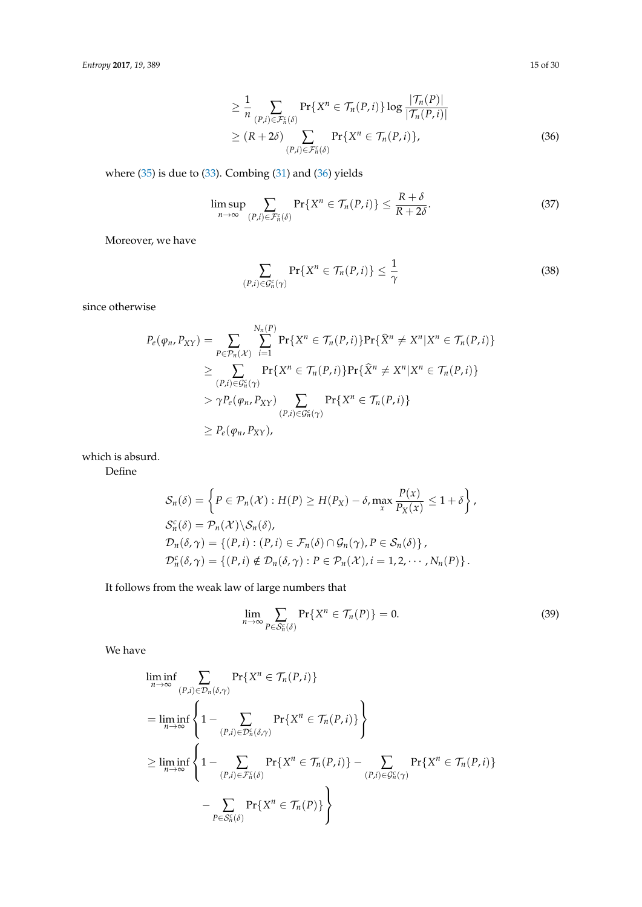$$
\begin{aligned}
&\geq \frac{1}{n} \sum_{(P,i) \in \mathcal{F}_n^c(\delta)} \Pr\{X^n \in \mathcal{T}_n(P,i)\} \log \frac{|\mathcal{T}_n(P)|}{|\mathcal{T}_n(P,i)|} \\
&\geq (R + 2\delta) \sum_{(P,i) \in \mathcal{F}_n^c(\delta)} \Pr\{X^n \in \mathcal{T}_n(P,i)\},
\end{aligned}
\tag{36}
$$

where (35) is due to (33). Combing (31) and (36) yields

$$
\limsup_{n \to \infty} \sum_{(P,i) \in \mathcal{F}_n^c(\delta)} \Pr\{X^n \in \mathcal{T}_n(P,i)\} \leq \frac{R + \delta}{R + 2\delta}. \tag{37}
$$

Moreover, we have

$$
\sum_{(P,i) \in \mathcal{G}_n^c(\gamma)} \Pr\{X^n \in \mathcal{T}_n(P,i)\} \leq \frac{1}{\gamma} \tag{38}
$$

since otherwise

$$
\begin{aligned}
P_e(\varphi_n, P_{XY}) &= \sum_{P \in \mathcal{P}_n(\mathcal{X})} \sum_{i=1}^{N_n(P)} \Pr\{X^n \in \mathcal{T}_n(P,i)\} \Pr\{\widehat{X}^n \neq X^n | X^n \in \mathcal{T}_n(P,i)\} \\
&\geq \sum_{(P,i) \in \mathcal{G}_n^c(\gamma)} \Pr\{X^n \in \mathcal{T}_n(P,i)\} \Pr\{\widehat{X}^n \neq X^n | X^n \in \mathcal{T}_n(P,i)\} \\
&> \gamma P_e(\varphi_n, P_{XY}) \sum_{(P,i) \in \mathcal{G}_n^c(\gamma)} \Pr\{X^n \in \mathcal{T}_n(P,i)\} \\
&\geq P_e(\varphi_n, P_{XY}),
\end{aligned}
$$

which is absurd.

Define

$$
\begin{aligned}
\mathcal{S}_n(\delta) &= \left\{ P \in \mathcal{P}_n(\mathcal{X}) : H(P) \geq H(P_X) - \delta, \max_x \frac{P(x)}{P_X(x)} \leq 1 + \delta \right\}, \\
\mathcal{S}_n^c(\delta) &= \mathcal{P}_n(\mathcal{X}) \backslash \mathcal{S}_n(\delta), \\
\mathcal{D}_n(\delta, \gamma) &= \{(P,i) : (P,i) \in \mathcal{F}_n(\delta) \cap \mathcal{G}_n(\gamma), P \in \mathcal{S}_n(\delta)\}, \\
\mathcal{D}_n^c(\delta, \gamma) &= \{(P,i) \notin \mathcal{D}_n(\delta, \gamma) : P \in \mathcal{P}_n(\mathcal{X}), i = 1, 2, \cdots, N_n(P)\}.
\end{aligned}
$$

It follows from the weak law of large numbers that

$$
\lim_{n \to \infty} \sum_{P \in \mathcal{S}_n^c(\delta)} \Pr\{X^n \in \mathcal{T}_n(P)\} = 0. \tag{39}
$$

We have

$$
\begin{aligned}
&\liminf_{n \to \infty} \sum_{(P,i) \in \mathcal{D}_n(\delta,\gamma)} \Pr\{X^n \in \mathcal{T}_n(P,i)\} \\
&= \liminf_{n \to \infty} \left\{ 1 - \sum_{(P,i) \in \mathcal{D}_n^c(\delta,\gamma)} \Pr\{X^n \in \mathcal{T}_n(P,i)\} \right\} \\
&\geq \liminf_{n \to \infty} \Bigg\{ 1 - \sum_{(P,i) \in \mathcal{F}_n^c(\delta)} \Pr\{X^n \in \mathcal{T}_n(P,i)\} - \sum_{(P,i) \in \mathcal{G}_n^c(\gamma)} \Pr\{X^n \in \mathcal{T}_n(P,i)\} \\
&\qquad - \sum_{P \in \mathcal{S}_n^c(\delta)} \Pr\{X^n \in \mathcal{T}_n(P)\} \Bigg\}
\end{aligned}
$$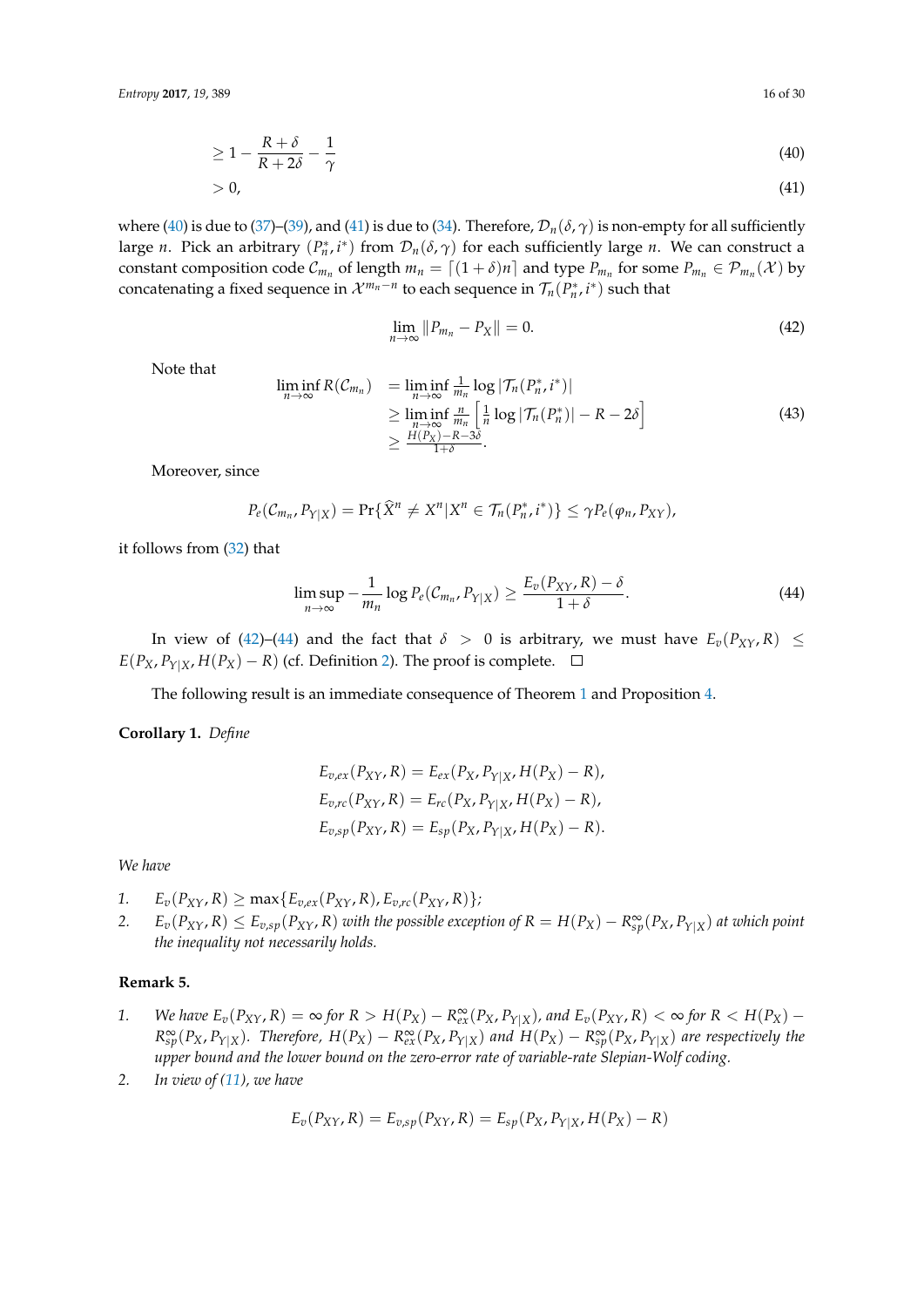$$\geq 1 - \frac{R + \delta}{R + 2\delta} - \frac{1}{\gamma} \tag{40}$$

$$> 0, \tag{41}$$

where (40) is due to (37)–(39), and (41) is due to (34). Therefore, $\mathcal{D}_n(\delta, \gamma)$ is non-empty for all sufficiently large $n$. Pick an arbitrary $(P_n^*, i^*)$ from $\mathcal{D}_n(\delta, \gamma)$ for each sufficiently large $n$. We can construct a constant composition code $\mathcal{C}_{m_n}$ of length $m_n = \lceil (1+\delta)n \rceil$ and type $P_{m_n}$ for some $P_{m_n} \in \mathcal{P}_{m_n}(\mathcal{X})$ by concatenating a fixed sequence in $\mathcal{X}^{m_n - n}$ to each sequence in $\mathcal{T}_n(P_n^*, i^*)$ such that

$$\lim_{n \to \infty} \| P_{m_n} - P_X \| = 0. \tag{42}$$

Note that

$$\begin{aligned}
\liminf_{n \to \infty} R(\mathcal{C}_{m_n}) &= \liminf_{n \to \infty} \tfrac{1}{m_n} \log |\mathcal{T}_n(P_n^*, i^*)| \\
&\geq \liminf_{n \to \infty} \tfrac{n}{m_n} \left[ \tfrac{1}{n} \log |\mathcal{T}_n(P_n^*)| - R - 2\delta \right] \\
&\geq \tfrac{H(P_X) - R - 3\delta}{1+\delta}.
\end{aligned} \tag{43}$$

Moreover, since

$$P_e(\mathcal{C}_{m_n}, P_{Y|X}) = \Pr\{\widehat{X}^n \neq X^n | X^n \in \mathcal{T}_n(P_n^*, i^*)\} \leq \gamma P_e(\varphi_n, P_{XY}),$$

it follows from (32) that

$$\limsup_{n \to \infty} -\frac{1}{m_n} \log P_e(\mathcal{C}_{m_n}, P_{Y|X}) \geq \frac{E_v(P_{XY}, R) - \delta}{1 + \delta}. \tag{44}$$

In view of (42)–(44) and the fact that $\delta > 0$ is arbitrary, we must have $E_v(P_{XY}, R) \leq E(P_X, P_{Y|X}, H(P_X) - R)$ (cf. Definition 2). The proof is complete. □

The following result is an immediate consequence of Theorem 1 and Proposition 4.

**Corollary 1.** *Define*

$$E_{v,ex}(P_{XY}, R) = E_{ex}(P_X, P_{Y|X}, H(P_X) - R),$$
$$E_{v,rc}(P_{XY}, R) = E_{rc}(P_X, P_{Y|X}, H(P_X) - R),$$
$$E_{v,sp}(P_{XY}, R) = E_{sp}(P_X, P_{Y|X}, H(P_X) - R).$$

*We have*

1. $E_v(P_{XY}, R) \geq \max\{E_{v,ex}(P_{XY}, R), E_{v,rc}(P_{XY}, R)\}$;
2. $E_v(P_{XY}, R) \leq E_{v,sp}(P_{XY}, R)$ *with the possible exception of* $R = H(P_X) - R_{sp}^{\infty}(P_X, P_{Y|X})$ *at which point the inequality not necessarily holds.*

**Remark 5.**

1. *We have* $E_v(P_{XY}, R) = \infty$ *for* $R > H(P_X) - R_{ex}^{\infty}(P_X, P_{Y|X})$*, and* $E_v(P_{XY}, R) < \infty$ *for* $R < H(P_X) - R_{sp}^{\infty}(P_X, P_{Y|X})$*. Therefore,* $H(P_X) - R_{ex}^{\infty}(P_X, P_{Y|X})$ *and* $H(P_X) - R_{sp}^{\infty}(P_X, P_{Y|X})$ *are respectively the upper bound and the lower bound on the zero-error rate of variable-rate Slepian-Wolf coding.*
2. *In view of (11), we have*

$$E_v(P_{XY}, R) = E_{v,sp}(P_{XY}, R) = E_{sp}(P_X, P_{Y|X}, H(P_X) - R)$$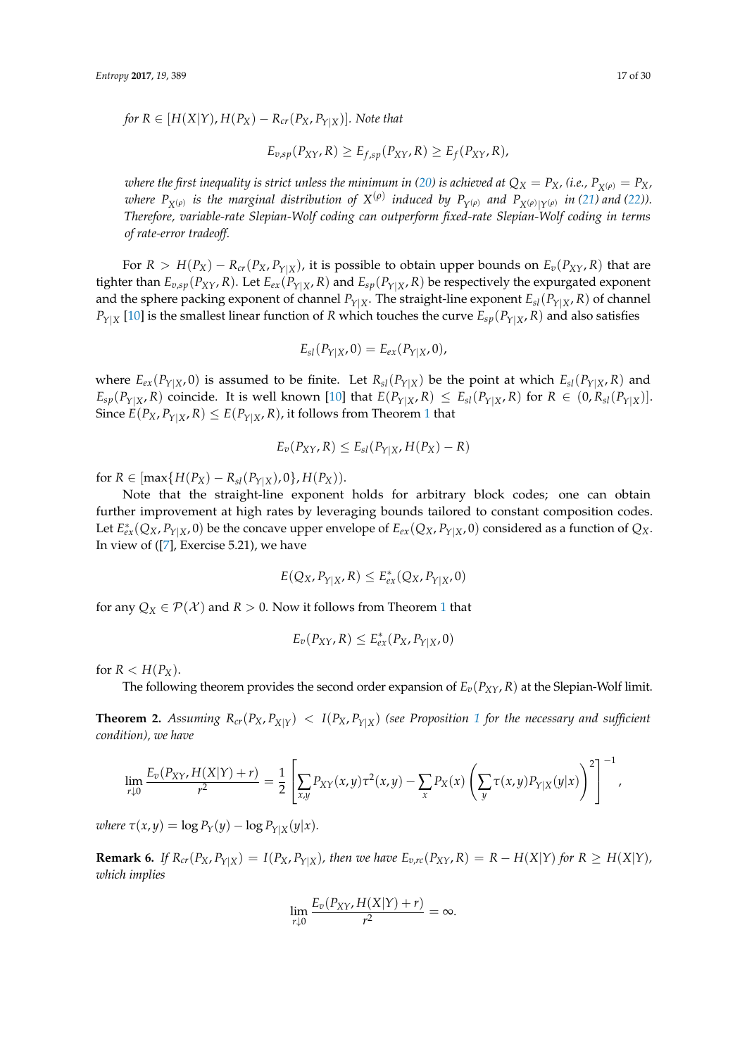*for* $R \in [H(X|Y), H(P_X) - R_{cr}(P_X, P_{Y|X})]$*. Note that*

$$E_{v,sp}(P_{XY}, R) \geq E_{f,sp}(P_{XY}, R) \geq E_f(P_{XY}, R),$$

*where the first inequality is strict unless the minimum in (20) is achieved at* $Q_X = P_X$*, (i.e.,* $P_{X^{(\rho)}} = P_X$*, where* $P_{X^{(\rho)}}$ *is the marginal distribution of* $X^{(\rho)}$ *induced by* $P_{Y^{(\rho)}}$ *and* $P_{X^{(\rho)}|Y^{(\rho)}}$ *in (21) and (22)). Therefore, variable-rate Slepian-Wolf coding can outperform fixed-rate Slepian-Wolf coding in terms of rate-error tradeoff.*

For $R > H(P_X) - R_{cr}(P_X, P_{Y|X})$, it is possible to obtain upper bounds on $E_v(P_{XY}, R)$ that are tighter than $E_{v,sp}(P_{XY}, R)$. Let $E_{ex}(P_{Y|X}, R)$ and $E_{sp}(P_{Y|X}, R)$ be respectively the expurgated exponent and the sphere packing exponent of channel $P_{Y|X}$. The straight-line exponent $E_{sl}(P_{Y|X}, R)$ of channel $P_{Y|X}$ [10] is the smallest linear function of $R$ which touches the curve $E_{sp}(P_{Y|X}, R)$ and also satisfies

$$E_{sl}(P_{Y|X}, 0) = E_{ex}(P_{Y|X}, 0),$$

where $E_{ex}(P_{Y|X}, 0)$ is assumed to be finite. Let $R_{sl}(P_{Y|X})$ be the point at which $E_{sl}(P_{Y|X}, R)$ and $E_{sp}(P_{Y|X}, R)$ coincide. It is well known [10] that $E(P_{Y|X}, R) \leq E_{sl}(P_{Y|X}, R)$ for $R \in (0, R_{sl}(P_{Y|X})]$. Since $E(P_X, P_{Y|X}, R) \leq E(P_{Y|X}, R)$, it follows from Theorem 1 that

$$E_v(P_{XY}, R) \leq E_{sl}(P_{Y|X}, H(P_X) - R)$$

for $R \in [\max\{H(P_X) - R_{sl}(P_{Y|X}), 0\}, H(P_X))$.

Note that the straight-line exponent holds for arbitrary block codes; one can obtain further improvement at high rates by leveraging bounds tailored to constant composition codes. Let $E^*_{ex}(Q_X, P_{Y|X}, 0)$ be the concave upper envelope of $E_{ex}(Q_X, P_{Y|X}, 0)$ considered as a function of $Q_X$. In view of ([7], Exercise 5.21), we have

$$E(Q_X, P_{Y|X}, R) \leq E^*_{ex}(Q_X, P_{Y|X}, 0)$$

for any $Q_X \in \mathcal{P}(\mathcal{X})$ and $R > 0$. Now it follows from Theorem 1 that

$$E_v(P_{XY}, R) \leq E^*_{ex}(P_X, P_{Y|X}, 0)$$

for $R < H(P_X)$.

The following theorem provides the second order expansion of $E_v(P_{XY}, R)$ at the Slepian-Wolf limit.

**Theorem 2.** *Assuming* $R_{cr}(P_X, P_{X|Y}) < I(P_X, P_{Y|X})$ *(see Proposition 1 for the necessary and sufficient condition), we have*

$$\lim_{r \downarrow 0} \frac{E_v(P_{XY}, H(X|Y) + r)}{r^2} = \frac{1}{2}\left[\sum_{x,y} P_{XY}(x,y)\tau^2(x,y) - \sum_x P_X(x)\left(\sum_y \tau(x,y) P_{Y|X}(y|x)\right)^2\right]^{-1},$$

*where* $\tau(x,y) = \log P_Y(y) - \log P_{Y|X}(y|x)$*.*

**Remark 6.** *If* $R_{cr}(P_X, P_{Y|X}) = I(P_X, P_{Y|X})$*, then we have* $E_{v,rc}(P_{XY}, R) = R - H(X|Y)$ *for* $R \geq H(X|Y)$*, which implies*

$$\lim_{r \downarrow 0} \frac{E_v(P_{XY}, H(X|Y) + r)}{r^2} = \infty.$$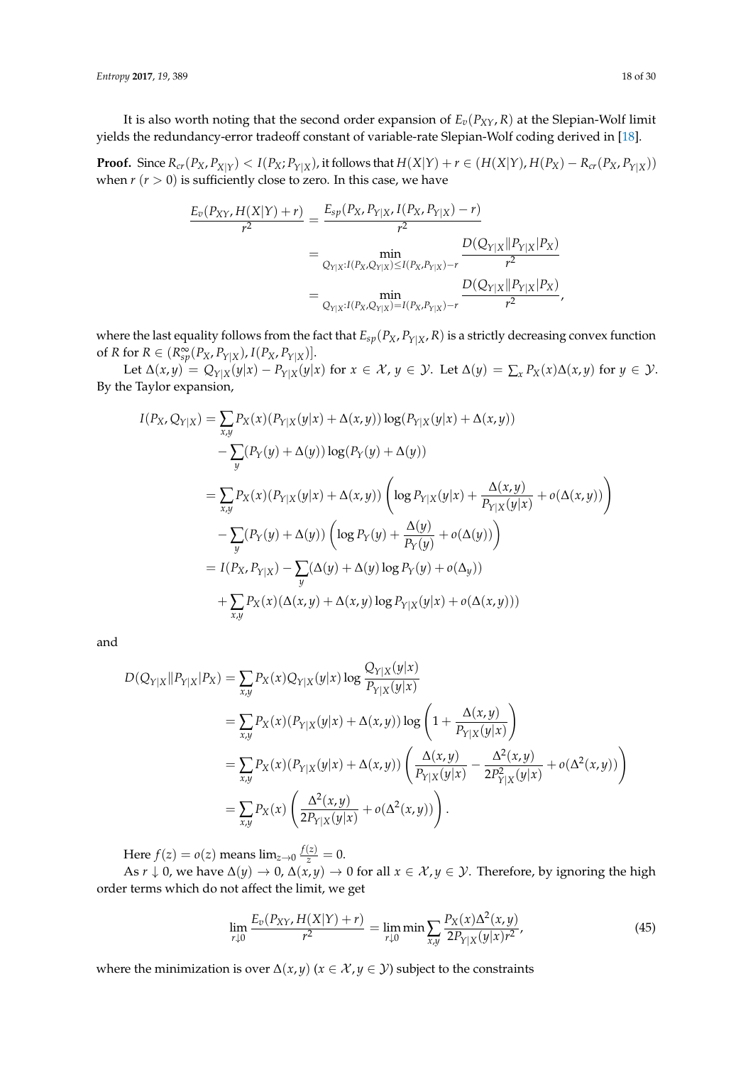It is also worth noting that the second order expansion of $E_v(P_{XY}, R)$ at the Slepian-Wolf limit yields the redundancy-error tradeoff constant of variable-rate Slepian-Wolf coding derived in [18].

**Proof.** Since $R_{cr}(P_X, P_{X|Y}) < I(P_X; P_{Y|X})$, it follows that $H(X|Y) + r \in (H(X|Y), H(P_X) - R_{cr}(P_X, P_{Y|X}))$ when $r$ ($r > 0$) is sufficiently close to zero. In this case, we have

$$
\begin{aligned}
\frac{E_v(P_{XY}, H(X|Y) + r)}{r^2} &= \frac{E_{sp}(P_X, P_{Y|X}, I(P_X, P_{Y|X}) - r)}{r^2} \\
&= \min_{Q_{Y|X}: I(P_X, Q_{Y|X}) \leq I(P_X, P_{Y|X}) - r} \frac{D(Q_{Y|X} \| P_{Y|X} | P_X)}{r^2} \\
&= \min_{Q_{Y|X}: I(P_X, Q_{Y|X}) = I(P_X, P_{Y|X}) - r} \frac{D(Q_{Y|X} \| P_{Y|X} | P_X)}{r^2},
\end{aligned}
$$

where the last equality follows from the fact that $E_{sp}(P_X, P_{Y|X}, R)$ is a strictly decreasing convex function of $R$ for $R \in (R_{sp}^{\infty}(P_X, P_{Y|X}), I(P_X, P_{Y|X})]$.

Let $\Delta(x, y) = Q_{Y|X}(y|x) - P_{Y|X}(y|x)$ for $x \in \mathcal{X}$, $y \in \mathcal{Y}$. Let $\Delta(y) = \sum_x P_X(x)\Delta(x, y)$ for $y \in \mathcal{Y}$. By the Taylor expansion,

$$
\begin{aligned}
I(P_X, Q_{Y|X}) &= \sum_{x,y} P_X(x)(P_{Y|X}(y|x) + \Delta(x, y)) \log(P_{Y|X}(y|x) + \Delta(x, y)) \\
&\quad - \sum_y (P_Y(y) + \Delta(y)) \log(P_Y(y) + \Delta(y)) \\
&= \sum_{x,y} P_X(x)(P_{Y|X}(y|x) + \Delta(x, y)) \left( \log P_{Y|X}(y|x) + \frac{\Delta(x, y)}{P_{Y|X}(y|x)} + o(\Delta(x, y)) \right) \\
&\quad - \sum_y (P_Y(y) + \Delta(y)) \left( \log P_Y(y) + \frac{\Delta(y)}{P_Y(y)} + o(\Delta(y)) \right) \\
&= I(P_X, P_{Y|X}) - \sum_y (\Delta(y) + \Delta(y) \log P_Y(y) + o(\Delta_y)) \\
&\quad + \sum_{x,y} P_X(x)(\Delta(x, y) + \Delta(x, y) \log P_{Y|X}(y|x) + o(\Delta(x, y)))
\end{aligned}
$$

and

$$
\begin{aligned}
D(Q_{Y|X} \| P_{Y|X} | P_X) &= \sum_{x,y} P_X(x) Q_{Y|X}(y|x) \log \frac{Q_{Y|X}(y|x)}{P_{Y|X}(y|x)} \\
&= \sum_{x,y} P_X(x)(P_{Y|X}(y|x) + \Delta(x, y)) \log \left( 1 + \frac{\Delta(x, y)}{P_{Y|X}(y|x)} \right) \\
&= \sum_{x,y} P_X(x)(P_{Y|X}(y|x) + \Delta(x, y)) \left( \frac{\Delta(x, y)}{P_{Y|X}(y|x)} - \frac{\Delta^2(x, y)}{2P_{Y|X}^2(y|x)} + o(\Delta^2(x, y)) \right) \\
&= \sum_{x,y} P_X(x) \left( \frac{\Delta^2(x, y)}{2P_{Y|X}(y|x)} + o(\Delta^2(x, y)) \right).
\end{aligned}
$$

Here $f(z) = o(z)$ means $\lim_{z \to 0} \frac{f(z)}{z} = 0$.

As $r \downarrow 0$, we have $\Delta(y) \to 0$, $\Delta(x, y) \to 0$ for all $x \in \mathcal{X}, y \in \mathcal{Y}$. Therefore, by ignoring the high order terms which do not affect the limit, we get

$$
\lim_{r \downarrow 0} \frac{E_v(P_{XY}, H(X|Y) + r)}{r^2} = \lim_{r \downarrow 0} \min \sum_{x,y} \frac{P_X(x)\Delta^2(x, y)}{2P_{Y|X}(y|x) r^2}, \tag{45}
$$

where the minimization is over $\Delta(x, y)$ ($x \in \mathcal{X}, y \in \mathcal{Y}$) subject to the constraints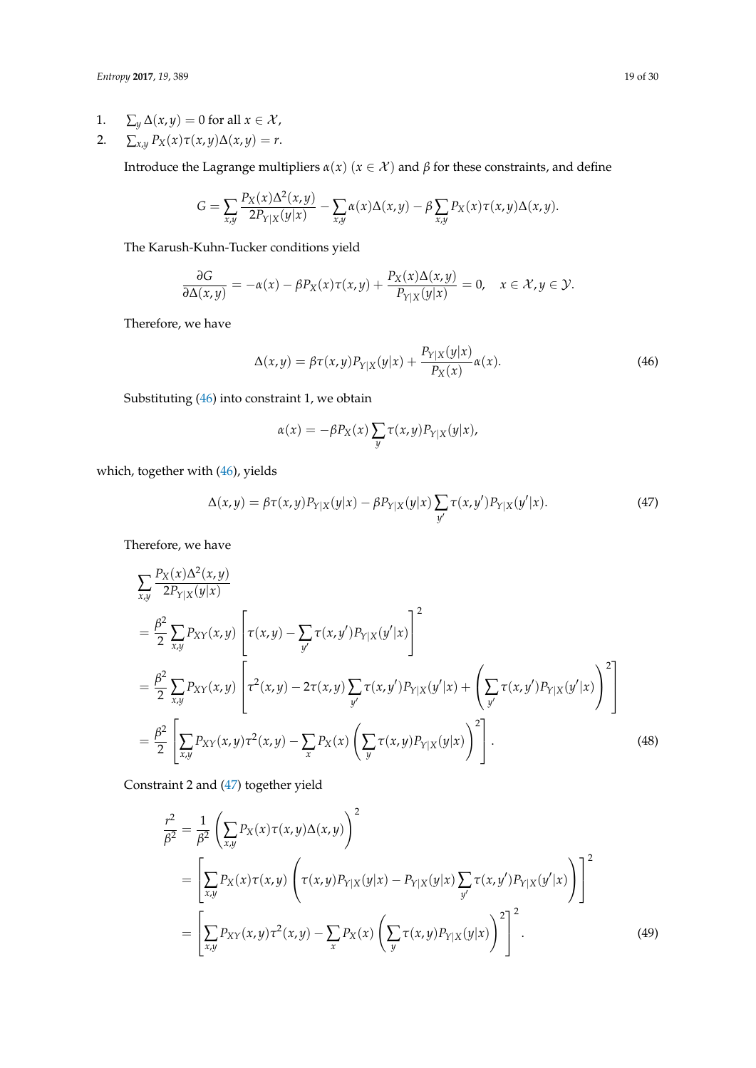1. $\sum_y \Delta(x,y) = 0$ for all $x \in \mathcal{X}$,
2. $\sum_{x,y} P_X(x)\tau(x,y)\Delta(x,y) = r$.

Introduce the Lagrange multipliers $\alpha(x)$ ($x \in \mathcal{X}$) and $\beta$ for these constraints, and define

$$G = \sum_{x,y} \frac{P_X(x)\Delta^2(x,y)}{2P_{Y|X}(y|x)} - \sum_{x,y} \alpha(x)\Delta(x,y) - \beta \sum_{x,y} P_X(x)\tau(x,y)\Delta(x,y).$$

The Karush-Kuhn-Tucker conditions yield

$$\frac{\partial G}{\partial \Delta(x,y)} = -\alpha(x) - \beta P_X(x)\tau(x,y) + \frac{P_X(x)\Delta(x,y)}{P_{Y|X}(y|x)} = 0, \quad x \in \mathcal{X}, y \in \mathcal{Y}.$$

Therefore, we have

$$\Delta(x,y) = \beta\tau(x,y)P_{Y|X}(y|x) + \frac{P_{Y|X}(y|x)}{P_X(x)}\alpha(x). \tag{46}$$

Substituting (46) into constraint 1, we obtain

$$\alpha(x) = -\beta P_X(x) \sum_y \tau(x,y)P_{Y|X}(y|x),$$

which, together with (46), yields

$$\Delta(x,y) = \beta\tau(x,y)P_{Y|X}(y|x) - \beta P_{Y|X}(y|x) \sum_{y'} \tau(x,y')P_{Y|X}(y'|x). \tag{47}$$

Therefore, we have

$$\begin{aligned}
&\sum_{x,y} \frac{P_X(x)\Delta^2(x,y)}{2P_{Y|X}(y|x)} \\
&= \frac{\beta^2}{2} \sum_{x,y} P_{XY}(x,y) \left[ \tau(x,y) - \sum_{y'} \tau(x,y')P_{Y|X}(y'|x) \right]^2 \\
&= \frac{\beta^2}{2} \sum_{x,y} P_{XY}(x,y) \left[ \tau^2(x,y) - 2\tau(x,y) \sum_{y'} \tau(x,y')P_{Y|X}(y'|x) + \left( \sum_{y'} \tau(x,y')P_{Y|X}(y'|x) \right)^2 \right] \\
&= \frac{\beta^2}{2} \left[ \sum_{x,y} P_{XY}(x,y)\tau^2(x,y) - \sum_x P_X(x) \left( \sum_y \tau(x,y)P_{Y|X}(y|x) \right)^2 \right].
\end{aligned} \tag{48}$$

Constraint 2 and (47) together yield

$$\begin{aligned}
\frac{r^2}{\beta^2} &= \frac{1}{\beta^2} \left( \sum_{x,y} P_X(x)\tau(x,y)\Delta(x,y) \right)^2 \\
&= \left[ \sum_{x,y} P_X(x)\tau(x,y) \left( \tau(x,y)P_{Y|X}(y|x) - P_{Y|X}(y|x) \sum_{y'} \tau(x,y')P_{Y|X}(y'|x) \right) \right]^2 \\
&= \left[ \sum_{x,y} P_{XY}(x,y)\tau^2(x,y) - \sum_x P_X(x) \left( \sum_y \tau(x,y)P_{Y|X}(y|x) \right)^2 \right]^2.
\end{aligned} \tag{49}$$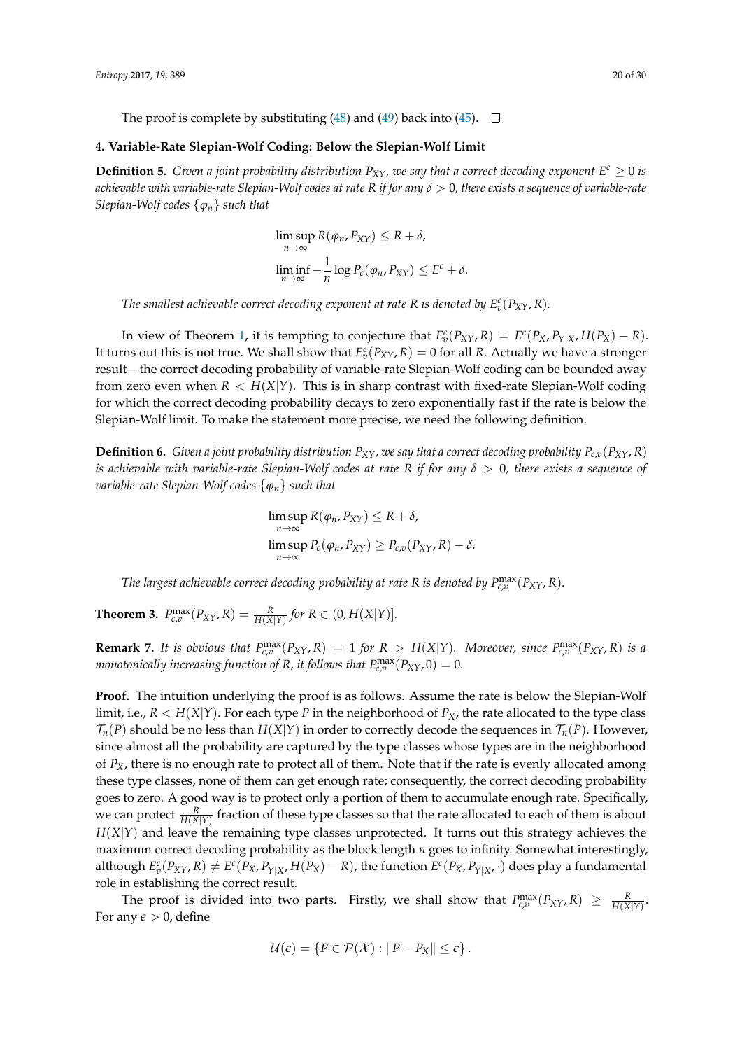The proof is complete by substituting (48) and (49) back into (45). □

## 4. Variable-Rate Slepian-Wolf Coding: Below the Slepian-Wolf Limit

**Definition 5.** *Given a joint probability distribution $P_{XY}$, we say that a correct decoding exponent $E^c \geq 0$ is achievable with variable-rate Slepian-Wolf codes at rate $R$ if for any $\delta > 0$, there exists a sequence of variable-rate Slepian-Wolf codes $\{\varphi_n\}$ such that*

$$
\limsup_{n\to\infty} R(\varphi_n, P_{XY}) \leq R + \delta,
$$

$$
\liminf_{n\to\infty} -\frac{1}{n}\log P_c(\varphi_n, P_{XY}) \leq E^c + \delta.
$$

*The smallest achievable correct decoding exponent at rate $R$ is denoted by $E_v^c(P_{XY}, R)$.*

In view of Theorem 1, it is tempting to conjecture that $E_v^c(P_{XY}, R) = E^c(P_X, P_{Y|X}, H(P_X) - R)$. It turns out this is not true. We shall show that $E_v^c(P_{XY}, R) = 0$ for all $R$. Actually we have a stronger result—the correct decoding probability of variable-rate Slepian-Wolf coding can be bounded away from zero even when $R < H(X|Y)$. This is in sharp contrast with fixed-rate Slepian-Wolf coding for which the correct decoding probability decays to zero exponentially fast if the rate is below the Slepian-Wolf limit. To make the statement more precise, we need the following definition.

**Definition 6.** *Given a joint probability distribution $P_{XY}$, we say that a correct decoding probability $P_{c,v}(P_{XY}, R)$ is achievable with variable-rate Slepian-Wolf codes at rate $R$ if for any $\delta > 0$, there exists a sequence of variable-rate Slepian-Wolf codes $\{\varphi_n\}$ such that*

$$
\limsup_{n\to\infty} R(\varphi_n, P_{XY}) \leq R + \delta,
$$

$$
\limsup_{n\to\infty} P_c(\varphi_n, P_{XY}) \geq P_{c,v}(P_{XY}, R) - \delta.
$$

*The largest achievable correct decoding probability at rate $R$ is denoted by $P_{c,v}^{\max}(P_{XY}, R)$.*

**Theorem 3.** $P_{c,v}^{\max}(P_{XY}, R) = \frac{R}{H(X|Y)}$ *for $R \in (0, H(X|Y)]$.*

**Remark 7.** *It is obvious that $P_{c,v}^{\max}(P_{XY}, R) = 1$ for $R > H(X|Y)$. Moreover, since $P_{c,v}^{\max}(P_{XY}, R)$ is a monotonically increasing function of $R$, it follows that $P_{c,v}^{\max}(P_{XY}, 0) = 0$.*

**Proof.** The intuition underlying the proof is as follows. Assume the rate is below the Slepian-Wolf limit, i.e., $R < H(X|Y)$. For each type $P$ in the neighborhood of $P_X$, the rate allocated to the type class $\mathcal{T}_n(P)$ should be no less than $H(X|Y)$ in order to correctly decode the sequences in $\mathcal{T}_n(P)$. However, since almost all the probability are captured by the type classes whose types are in the neighborhood of $P_X$, there is no enough rate to protect all of them. Note that if the rate is evenly allocated among these type classes, none of them can get enough rate; consequently, the correct decoding probability goes to zero. A good way is to protect only a portion of them to accumulate enough rate. Specifically, we can protect $\frac{R}{H(X|Y)}$ fraction of these type classes so that the rate allocated to each of them is about $H(X|Y)$ and leave the remaining type classes unprotected. It turns out this strategy achieves the maximum correct decoding probability as the block length $n$ goes to infinity. Somewhat interestingly, although $E_v^c(P_{XY}, R) \neq E^c(P_X, P_{Y|X}, H(P_X) - R)$, the function $E^c(P_X, P_{Y|X}, \cdot)$ does play a fundamental role in establishing the correct result.

The proof is divided into two parts. Firstly, we shall show that $P_{c,v}^{\max}(P_{XY}, R) \geq \frac{R}{H(X|Y)}$. For any $\epsilon > 0$, define

$$
\mathcal{U}(\epsilon) = \{P \in \mathcal{P}(\mathcal{X}) : \|P - P_X\| \leq \epsilon\}.
$$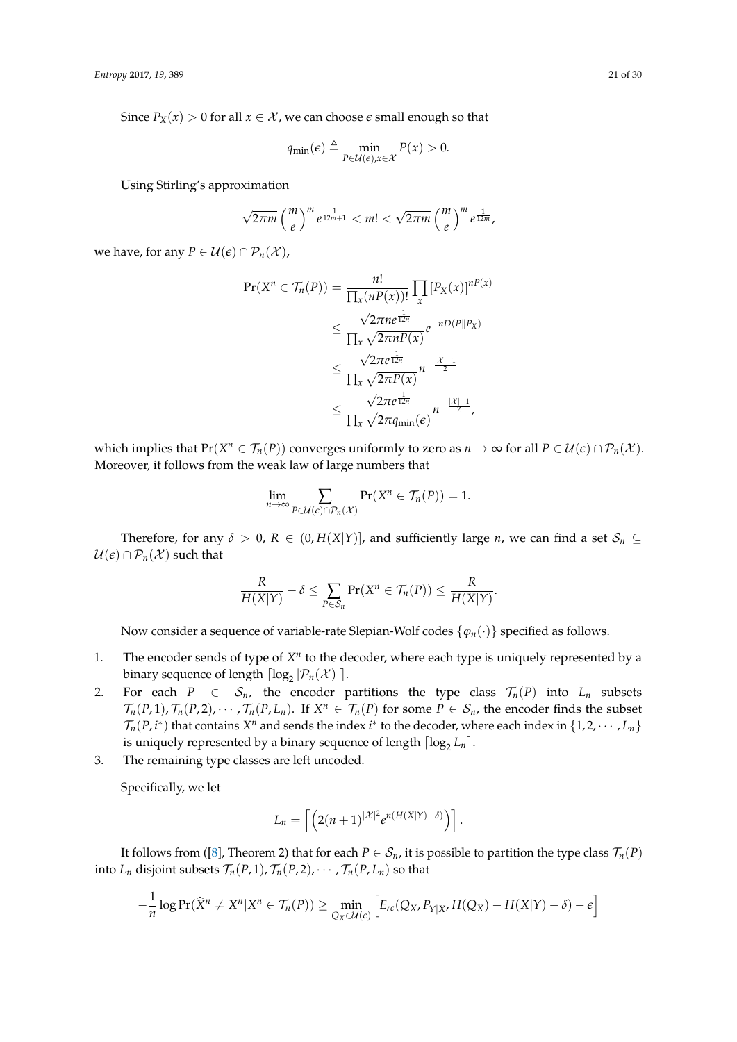Since $P_X(x) > 0$ for all $x \in \mathcal{X}$, we can choose $\epsilon$ small enough so that

$$q_{\min}(\epsilon) \triangleq \min_{P \in \mathcal{U}(\epsilon), x \in \mathcal{X}} P(x) > 0.$$

Using Stirling's approximation

$$\sqrt{2\pi m}\left(\frac{m}{e}\right)^m e^{\frac{1}{12m+1}} < m! < \sqrt{2\pi m}\left(\frac{m}{e}\right)^m e^{\frac{1}{12m}},$$

we have, for any $P \in \mathcal{U}(\epsilon) \cap \mathcal{P}_n(\mathcal{X})$,

$$\begin{aligned}
\Pr(X^n \in \mathcal{T}_n(P)) &= \frac{n!}{\prod_x (nP(x))!} \prod_x [P_X(x)]^{nP(x)} \\
&\leq \frac{\sqrt{2\pi n} e^{\frac{1}{12n}}}{\prod_x \sqrt{2\pi n P(x)}} e^{-nD(P\|P_X)} \\
&\leq \frac{\sqrt{2\pi} e^{\frac{1}{12n}}}{\prod_x \sqrt{2\pi P(x)}} n^{-\frac{|\mathcal{X}|-1}{2}} \\
&\leq \frac{\sqrt{2\pi} e^{\frac{1}{12n}}}{\prod_x \sqrt{2\pi q_{\min}(\epsilon)}} n^{-\frac{|\mathcal{X}|-1}{2}},
\end{aligned}$$

which implies that $\Pr(X^n \in \mathcal{T}_n(P))$ converges uniformly to zero as $n \to \infty$ for all $P \in \mathcal{U}(\epsilon) \cap \mathcal{P}_n(\mathcal{X})$. Moreover, it follows from the weak law of large numbers that

$$\lim_{n \to \infty} \sum_{P \in \mathcal{U}(\epsilon) \cap \mathcal{P}_n(\mathcal{X})} \Pr(X^n \in \mathcal{T}_n(P)) = 1.$$

Therefore, for any $\delta > 0$, $R \in (0, H(X|Y)]$, and sufficiently large $n$, we can find a set $\mathcal{S}_n \subseteq \mathcal{U}(\epsilon) \cap \mathcal{P}_n(\mathcal{X})$ such that

$$\frac{R}{H(X|Y)} - \delta \leq \sum_{P \in \mathcal{S}_n} \Pr(X^n \in \mathcal{T}_n(P)) \leq \frac{R}{H(X|Y)}.$$

Now consider a sequence of variable-rate Slepian-Wolf codes $\{\varphi_n(\cdot)\}$ specified as follows.

1. The encoder sends of type of $X^n$ to the decoder, where each type is uniquely represented by a binary sequence of length $\lceil \log_2 |\mathcal{P}_n(\mathcal{X})| \rceil$.
2. For each $P \in \mathcal{S}_n$, the encoder partitions the type class $\mathcal{T}_n(P)$ into $L_n$ subsets $\mathcal{T}_n(P,1), \mathcal{T}_n(P,2), \cdots, \mathcal{T}_n(P,L_n)$. If $X^n \in \mathcal{T}_n(P)$ for some $P \in \mathcal{S}_n$, the encoder finds the subset $\mathcal{T}_n(P,i^*)$ that contains $X^n$ and sends the index $i^*$ to the decoder, where each index in $\{1,2,\cdots,L_n\}$ is uniquely represented by a binary sequence of length $\lceil \log_2 L_n \rceil$.
3. The remaining type classes are left uncoded.

Specifically, we let

$$L_n = \left\lceil \left(2(n+1)^{|\mathcal{X}|^2} e^{n(H(X|Y)+\delta)}\right) \right\rceil.$$

It follows from ([8], Theorem 2) that for each $P \in \mathcal{S}_n$, it is possible to partition the type class $\mathcal{T}_n(P)$ into $L_n$ disjoint subsets $\mathcal{T}_n(P,1), \mathcal{T}_n(P,2), \cdots, \mathcal{T}_n(P,L_n)$ so that

$$-\frac{1}{n} \log \Pr(\widehat{X}^n \neq X^n | X^n \in \mathcal{T}_n(P)) \geq \min_{Q_X \in \mathcal{U}(\epsilon)} \left[ E_{rc}(Q_X, P_{Y|X}, H(Q_X) - H(X|Y) - \delta) - \epsilon \right]$$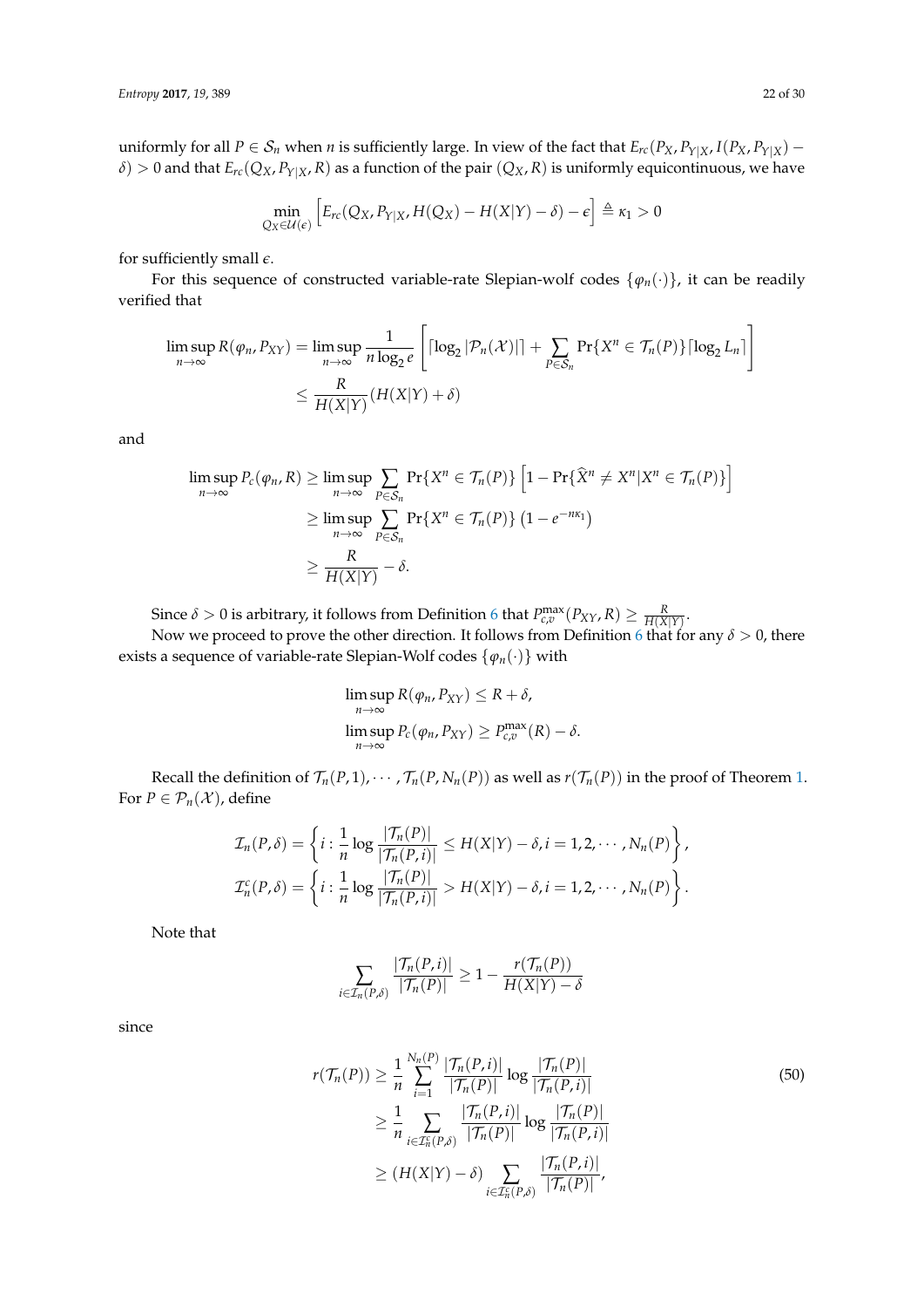uniformly for all $P \in \mathcal{S}_n$ when $n$ is sufficiently large. In view of the fact that $E_{rc}(P_X, P_{Y|X}, I(P_X, P_{Y|X}) - \delta) > 0$ and that $E_{rc}(Q_X, P_{Y|X}, R)$ as a function of the pair $(Q_X, R)$ is uniformly equicontinuous, we have

$$\min_{Q_X \in \mathcal{U}(\epsilon)} \left[ E_{rc}(Q_X, P_{Y|X}, H(Q_X) - H(X|Y) - \delta) - \epsilon \right] \triangleq \kappa_1 > 0$$

for sufficiently small $\epsilon$.

For this sequence of constructed variable-rate Slepian-wolf codes $\{\varphi_n(\cdot)\}$, it can be readily verified that

$$\begin{aligned}
\limsup_{n\to\infty} R(\varphi_n, P_{XY}) &= \limsup_{n\to\infty} \frac{1}{n \log_2 e} \left[ \lceil \log_2 |\mathcal{P}_n(\mathcal{X})| \rceil + \sum_{P \in \mathcal{S}_n} \Pr\{X^n \in \mathcal{T}_n(P)\} \lceil \log_2 L_n \rceil \right] \\
&\leq \frac{R}{H(X|Y)} (H(X|Y) + \delta)
\end{aligned}$$

and

$$\begin{aligned}
\limsup_{n\to\infty} P_c(\varphi_n, R) &\geq \limsup_{n\to\infty} \sum_{P \in \mathcal{S}_n} \Pr\{X^n \in \mathcal{T}_n(P)\} \left[ 1 - \Pr\{\widehat{X}^n \neq X^n | X^n \in \mathcal{T}_n(P)\} \right] \\
&\geq \limsup_{n\to\infty} \sum_{P \in \mathcal{S}_n} \Pr\{X^n \in \mathcal{T}_n(P)\} \left( 1 - e^{-n\kappa_1} \right) \\
&\geq \frac{R}{H(X|Y)} - \delta.
\end{aligned}$$

Since $\delta > 0$ is arbitrary, it follows from Definition 6 that $P_{c,v}^{\max}(P_{XY}, R) \geq \frac{R}{H(X|Y)}$.

Now we proceed to prove the other direction. It follows from Definition 6 that for any $\delta > 0$, there exists a sequence of variable-rate Slepian-Wolf codes $\{\varphi_n(\cdot)\}$ with

$$\begin{aligned}
&\limsup_{n\to\infty} R(\varphi_n, P_{XY}) \leq R + \delta, \\
&\limsup_{n\to\infty} P_c(\varphi_n, P_{XY}) \geq P_{c,v}^{\max}(R) - \delta.
\end{aligned}$$

Recall the definition of $\mathcal{T}_n(P, 1), \cdots, \mathcal{T}_n(P, N_n(P))$ as well as $r(\mathcal{T}_n(P))$ in the proof of Theorem 1. For $P \in \mathcal{P}_n(\mathcal{X})$, define

$$\begin{aligned}
\mathcal{I}_n(P, \delta) &= \left\{ i : \frac{1}{n} \log \frac{|\mathcal{T}_n(P)|}{|\mathcal{T}_n(P, i)|} \leq H(X|Y) - \delta, i = 1, 2, \cdots, N_n(P) \right\}, \\
\mathcal{I}_n^c(P, \delta) &= \left\{ i : \frac{1}{n} \log \frac{|\mathcal{T}_n(P)|}{|\mathcal{T}_n(P, i)|} > H(X|Y) - \delta, i = 1, 2, \cdots, N_n(P) \right\}.
\end{aligned}$$

Note that

$$\sum_{i \in \mathcal{I}_n(P,\delta)} \frac{|\mathcal{T}_n(P, i)|}{|\mathcal{T}_n(P)|} \geq 1 - \frac{r(\mathcal{T}_n(P))}{H(X|Y) - \delta}$$

since

$$\begin{aligned}
r(\mathcal{T}_n(P)) &\geq \frac{1}{n} \sum_{i=1}^{N_n(P)} \frac{|\mathcal{T}_n(P, i)|}{|\mathcal{T}_n(P)|} \log \frac{|\mathcal{T}_n(P)|}{|\mathcal{T}_n(P, i)|} \\
&\geq \frac{1}{n} \sum_{i \in \mathcal{I}_n^c(P,\delta)} \frac{|\mathcal{T}_n(P, i)|}{|\mathcal{T}_n(P)|} \log \frac{|\mathcal{T}_n(P)|}{|\mathcal{T}_n(P, i)|} \\
&\geq (H(X|Y) - \delta) \sum_{i \in \mathcal{I}_n^c(P,\delta)} \frac{|\mathcal{T}_n(P, i)|}{|\mathcal{T}_n(P)|},
\end{aligned} \tag{50}$$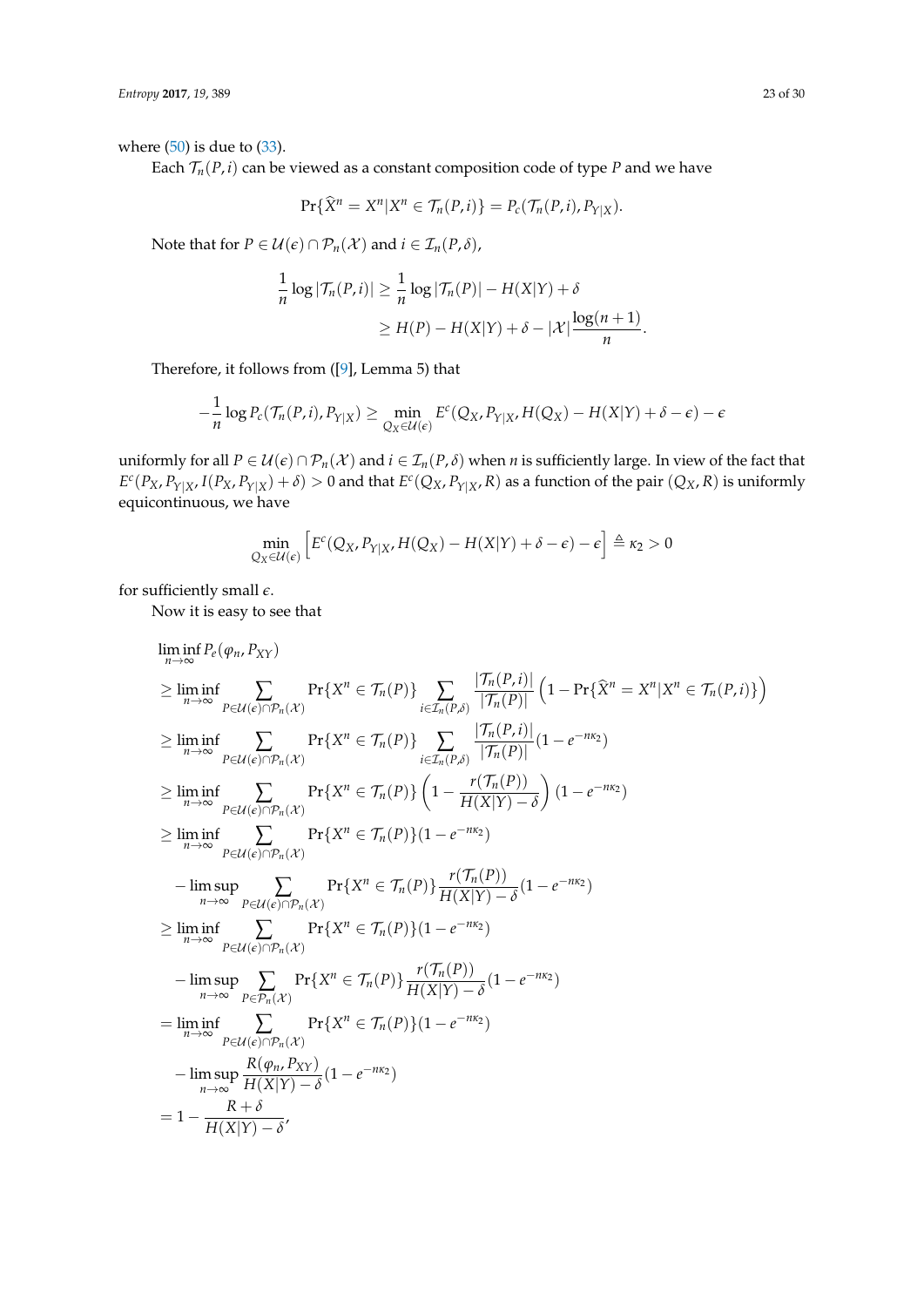where (50) is due to (33).

Each $\mathcal{T}_n(P,i)$ can be viewed as a constant composition code of type $P$ and we have

$$\Pr\{\widehat{X}^n = X^n | X^n \in \mathcal{T}_n(P,i)\} = P_c(\mathcal{T}_n(P,i), P_{Y|X}).$$

Note that for $P \in \mathcal{U}(\epsilon) \cap \mathcal{P}_n(\mathcal{X})$ and $i \in \mathcal{I}_n(P,\delta)$,

$$\begin{aligned}
\frac{1}{n}\log|\mathcal{T}_n(P,i)| &\geq \frac{1}{n}\log|\mathcal{T}_n(P)| - H(X|Y) + \delta \\
&\geq H(P) - H(X|Y) + \delta - |\mathcal{X}|\frac{\log(n+1)}{n}.
\end{aligned}$$

Therefore, it follows from ([9], Lemma 5) that

$$-\frac{1}{n}\log P_c(\mathcal{T}_n(P,i), P_{Y|X}) \geq \min_{Q_X \in \mathcal{U}(\epsilon)} E^c(Q_X, P_{Y|X}, H(Q_X) - H(X|Y) + \delta - \epsilon) - \epsilon$$

uniformly for all $P \in \mathcal{U}(\epsilon) \cap \mathcal{P}_n(\mathcal{X})$ and $i \in \mathcal{I}_n(P,\delta)$ when $n$ is sufficiently large. In view of the fact that $E^c(P_X, P_{Y|X}, I(P_X, P_{Y|X}) + \delta) > 0$ and that $E^c(Q_X, P_{Y|X}, R)$ as a function of the pair $(Q_X, R)$ is uniformly equicontinuous, we have

$$\min_{Q_X \in \mathcal{U}(\epsilon)} \left[E^c(Q_X, P_{Y|X}, H(Q_X) - H(X|Y) + \delta - \epsilon) - \epsilon\right] \triangleq \kappa_2 > 0$$

for sufficiently small $\epsilon$.

Now it is easy to see that

$$\begin{aligned}
&\liminf_{n\to\infty} P_e(\varphi_n, P_{XY}) \\
&\geq \liminf_{n\to\infty} \sum_{P \in \mathcal{U}(\epsilon)\cap\mathcal{P}_n(\mathcal{X})} \Pr\{X^n \in \mathcal{T}_n(P)\} \sum_{i \in \mathcal{I}_n(P,\delta)} \frac{|\mathcal{T}_n(P,i)|}{|\mathcal{T}_n(P)|}\left(1 - \Pr\{\widehat{X}^n = X^n | X^n \in \mathcal{T}_n(P,i)\}\right) \\
&\geq \liminf_{n\to\infty} \sum_{P \in \mathcal{U}(\epsilon)\cap\mathcal{P}_n(\mathcal{X})} \Pr\{X^n \in \mathcal{T}_n(P)\} \sum_{i \in \mathcal{I}_n(P,\delta)} \frac{|\mathcal{T}_n(P,i)|}{|\mathcal{T}_n(P)|}(1 - e^{-n\kappa_2}) \\
&\geq \liminf_{n\to\infty} \sum_{P \in \mathcal{U}(\epsilon)\cap\mathcal{P}_n(\mathcal{X})} \Pr\{X^n \in \mathcal{T}_n(P)\}\left(1 - \frac{r(\mathcal{T}_n(P))}{H(X|Y) - \delta}\right)(1 - e^{-n\kappa_2}) \\
&\geq \liminf_{n\to\infty} \sum_{P \in \mathcal{U}(\epsilon)\cap\mathcal{P}_n(\mathcal{X})} \Pr\{X^n \in \mathcal{T}_n(P)\}(1 - e^{-n\kappa_2}) \\
&\quad - \limsup_{n\to\infty} \sum_{P \in \mathcal{U}(\epsilon)\cap\mathcal{P}_n(\mathcal{X})} \Pr\{X^n \in \mathcal{T}_n(P)\}\frac{r(\mathcal{T}_n(P))}{H(X|Y) - \delta}(1 - e^{-n\kappa_2}) \\
&\geq \liminf_{n\to\infty} \sum_{P \in \mathcal{U}(\epsilon)\cap\mathcal{P}_n(\mathcal{X})} \Pr\{X^n \in \mathcal{T}_n(P)\}(1 - e^{-n\kappa_2}) \\
&\quad - \limsup_{n\to\infty} \sum_{P \in \mathcal{P}_n(\mathcal{X})} \Pr\{X^n \in \mathcal{T}_n(P)\}\frac{r(\mathcal{T}_n(P))}{H(X|Y) - \delta}(1 - e^{-n\kappa_2}) \\
&= \liminf_{n\to\infty} \sum_{P \in \mathcal{U}(\epsilon)\cap\mathcal{P}_n(\mathcal{X})} \Pr\{X^n \in \mathcal{T}_n(P)\}(1 - e^{-n\kappa_2}) \\
&\quad - \limsup_{n\to\infty} \frac{R(\varphi_n, P_{XY})}{H(X|Y) - \delta}(1 - e^{-n\kappa_2}) \\
&= 1 - \frac{R + \delta}{H(X|Y) - \delta},
\end{aligned}$$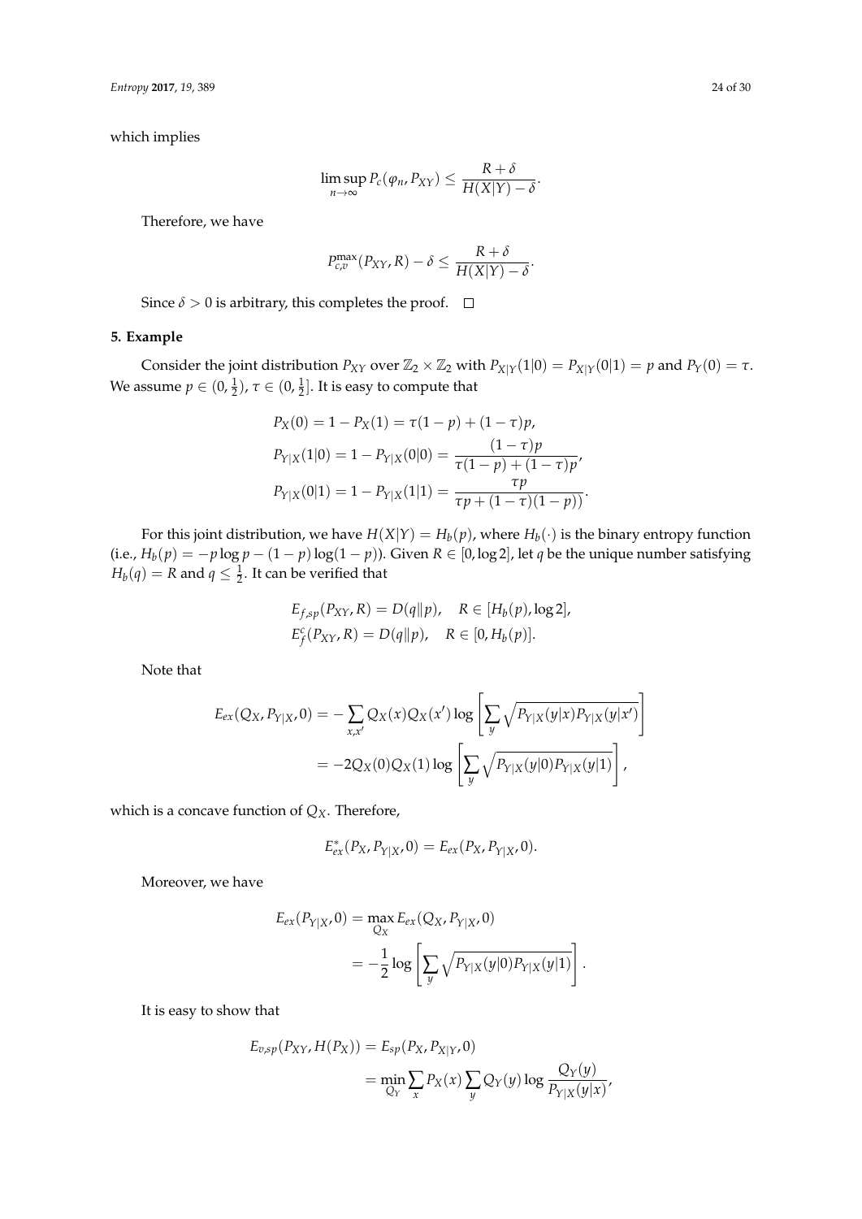which implies

$$\limsup_{n\to\infty} P_c(\varphi_n, P_{XY}) \le \frac{R+\delta}{H(X|Y)-\delta}.$$

Therefore, we have

$$P_{c,v}^{\max}(P_{XY}, R) - \delta \le \frac{R+\delta}{H(X|Y)-\delta}.$$

Since $\delta > 0$ is arbitrary, this completes the proof. $\square$

## 5. Example

Consider the joint distribution $P_{XY}$ over $\mathbb{Z}_2 \times \mathbb{Z}_2$ with $P_{X|Y}(1|0) = P_{X|Y}(0|1) = p$ and $P_Y(0) = \tau$. We assume $p \in (0, \frac{1}{2})$, $\tau \in (0, \frac{1}{2}]$. It is easy to compute that

$$\begin{aligned}
P_X(0) &= 1 - P_X(1) = \tau(1-p) + (1-\tau)p, \\
P_{Y|X}(1|0) &= 1 - P_{Y|X}(0|0) = \frac{(1-\tau)p}{\tau(1-p) + (1-\tau)p}, \\
P_{Y|X}(0|1) &= 1 - P_{Y|X}(1|1) = \frac{\tau p}{\tau p + (1-\tau)(1-p))}.
\end{aligned}$$

For this joint distribution, we have $H(X|Y) = H_b(p)$, where $H_b(\cdot)$ is the binary entropy function (i.e., $H_b(p) = -p\log p - (1-p)\log(1-p)$). Given $R \in [0, \log 2]$, let $q$ be the unique number satisfying $H_b(q) = R$ and $q \le \frac{1}{2}$. It can be verified that

$$\begin{aligned}
E_{f,sp}(P_{XY}, R) &= D(q\|p), \quad R \in [H_b(p), \log 2], \\
E_f^c(P_{XY}, R) &= D(q\|p), \quad R \in [0, H_b(p)].
\end{aligned}$$

Note that

$$\begin{aligned}
E_{ex}(Q_X, P_{Y|X}, 0) &= -\sum_{x,x'} Q_X(x) Q_X(x') \log\left[\sum_y \sqrt{P_{Y|X}(y|x) P_{Y|X}(y|x')}\right] \\
&= -2Q_X(0)Q_X(1)\log\left[\sum_y \sqrt{P_{Y|X}(y|0) P_{Y|X}(y|1)}\right],
\end{aligned}$$

which is a concave function of $Q_X$. Therefore,

$$E_{ex}^*(P_X, P_{Y|X}, 0) = E_{ex}(P_X, P_{Y|X}, 0).$$

Moreover, we have

$$\begin{aligned}
E_{ex}(P_{Y|X}, 0) &= \max_{Q_X} E_{ex}(Q_X, P_{Y|X}, 0) \\
&= -\frac{1}{2}\log\left[\sum_y \sqrt{P_{Y|X}(y|0) P_{Y|X}(y|1)}\right].
\end{aligned}$$

It is easy to show that

$$\begin{aligned}
E_{v,sp}(P_{XY}, H(P_X)) &= E_{sp}(P_X, P_{X|Y}, 0) \\
&= \min_{Q_Y} \sum_x P_X(x) \sum_y Q_Y(y) \log \frac{Q_Y(y)}{P_{Y|X}(y|x)},
\end{aligned}$$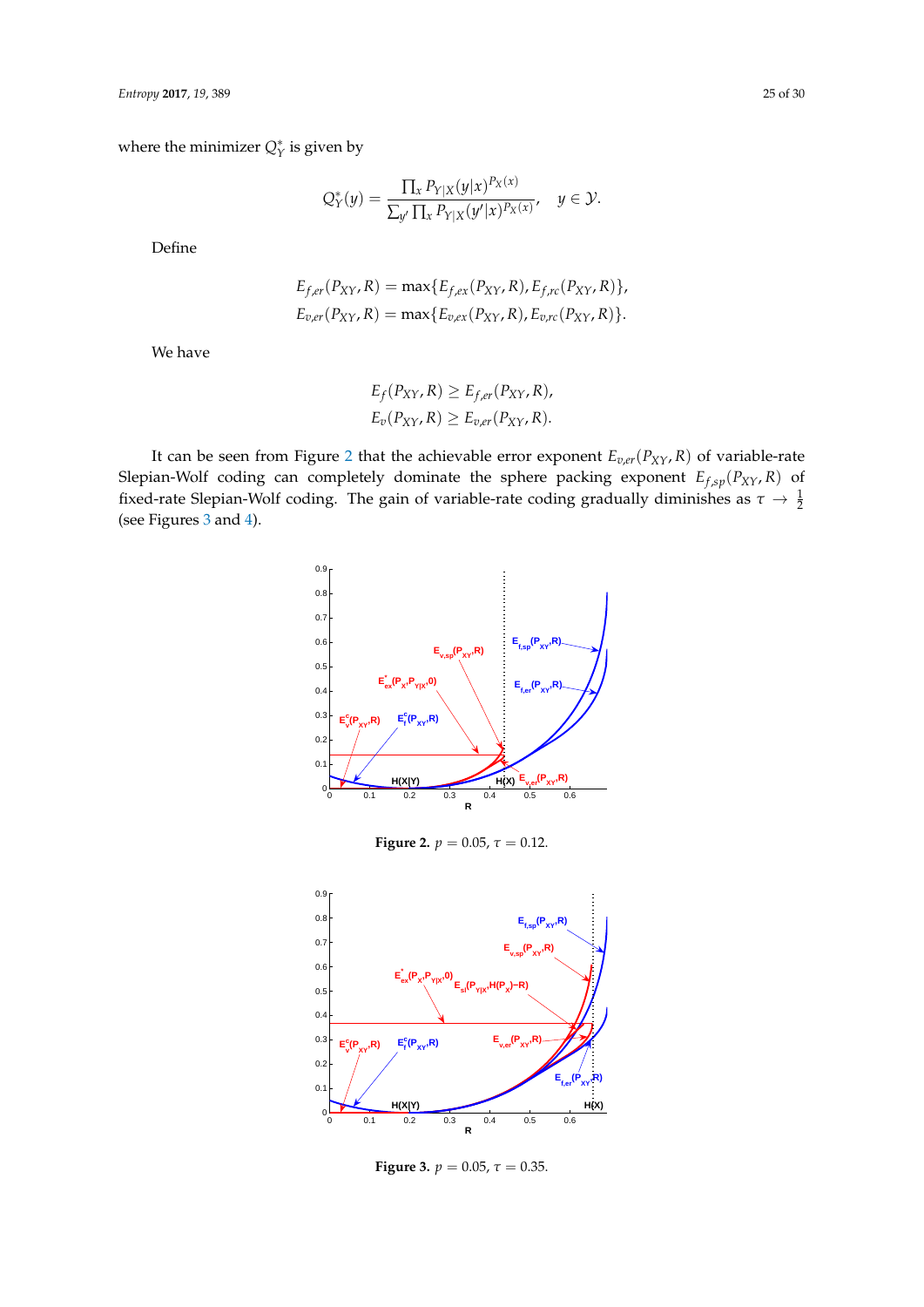where the minimizer $Q_Y^*$ is given by

$$Q_Y^*(y) = \frac{\prod_x P_{Y|X}(y|x)^{P_X(x)}}{\sum_{y'} \prod_x P_{Y|X}(y'|x)^{P_X(x)}}, \quad y \in \mathcal{Y}.$$

Define

$$E_{f,er}(P_{XY}, R) = \max\{E_{f,ex}(P_{XY}, R), E_{f,rc}(P_{XY}, R)\},$$
$$E_{v,er}(P_{XY}, R) = \max\{E_{v,ex}(P_{XY}, R), E_{v,rc}(P_{XY}, R)\}.$$

We have

$$E_f(P_{XY}, R) \geq E_{f,er}(P_{XY}, R),$$
$$E_v(P_{XY}, R) \geq E_{v,er}(P_{XY}, R).$$

It can be seen from Figure 2 that the achievable error exponent $E_{v,er}(P_{XY}, R)$ of variable-rate Slepian-Wolf coding can completely dominate the sphere packing exponent $E_{f,sp}(P_{XY}, R)$ of fixed-rate Slepian-Wolf coding. The gain of variable-rate coding gradually diminishes as $\tau \to \frac{1}{2}$ (see Figures 3 and 4).

**Figure 2.** $p = 0.05$, $\tau = 0.12$.

**Figure 3.** $p = 0.05$, $\tau = 0.35$.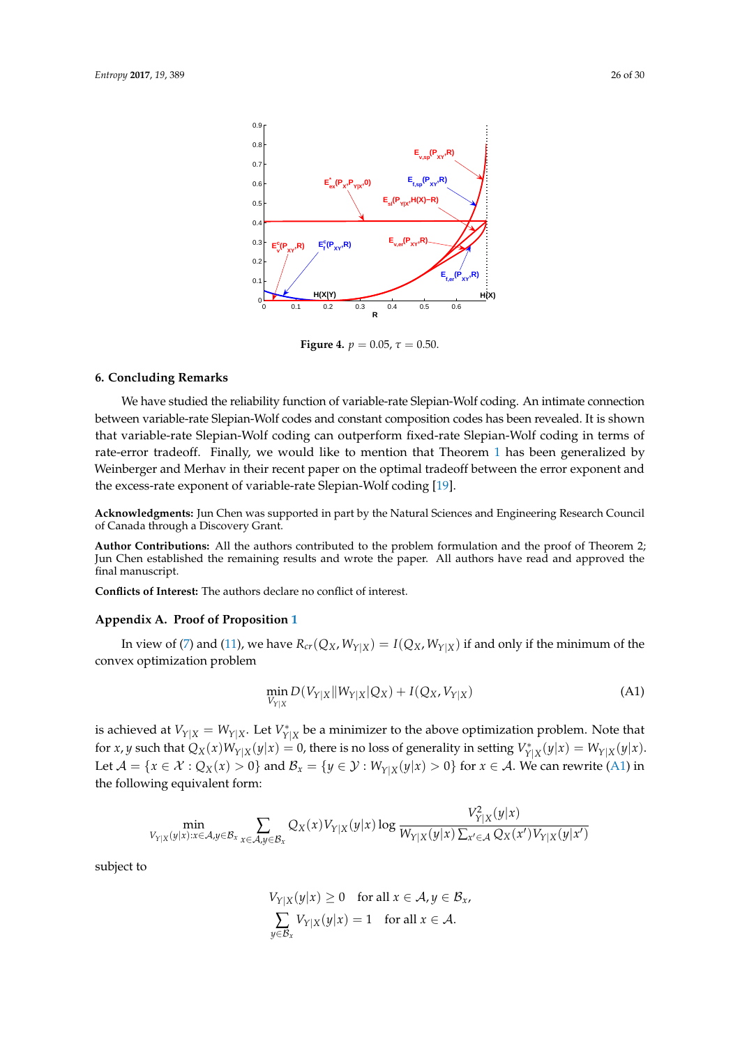**Figure 4.** $p = 0.05$, $\tau = 0.50$.

## 6. Concluding Remarks

We have studied the reliability function of variable-rate Slepian-Wolf coding. An intimate connection between variable-rate Slepian-Wolf codes and constant composition codes has been revealed. It is shown that variable-rate Slepian-Wolf coding can outperform fixed-rate Slepian-Wolf coding in terms of rate-error tradeoff. Finally, we would like to mention that Theorem 1 has been generalized by Weinberger and Merhav in their recent paper on the optimal tradeoff between the error exponent and the excess-rate exponent of variable-rate Slepian-Wolf coding [19].

**Acknowledgments:** Jun Chen was supported in part by the Natural Sciences and Engineering Research Council of Canada through a Discovery Grant.

**Author Contributions:** All the authors contributed to the problem formulation and the proof of Theorem 2; Jun Chen established the remaining results and wrote the paper. All authors have read and approved the final manuscript.

**Conflicts of Interest:** The authors declare no conflict of interest.

## Appendix A. Proof of Proposition 1

In view of (7) and (11), we have $R_{cr}(Q_X, W_{Y|X}) = I(Q_X, W_{Y|X})$ if and only if the minimum of the convex optimization problem

$$\min_{V_{Y|X}} D(V_{Y|X} \| W_{Y|X} | Q_X) + I(Q_X, V_{Y|X}) \tag{A1}$$

is achieved at $V_{Y|X} = W_{Y|X}$. Let $V^*_{Y|X}$ be a minimizer to the above optimization problem. Note that for $x, y$ such that $Q_X(x)W_{Y|X}(y|x) = 0$, there is no loss of generality in setting $V^*_{Y|X}(y|x) = W_{Y|X}(y|x)$. Let $\mathcal{A} = \{x \in \mathcal{X} : Q_X(x) > 0\}$ and $\mathcal{B}_x = \{y \in \mathcal{Y} : W_{Y|X}(y|x) > 0\}$ for $x \in \mathcal{A}$. We can rewrite (A1) in the following equivalent form:

$$\min_{V_{Y|X}(y|x): x \in \mathcal{A}, y \in \mathcal{B}_x} \sum_{x \in \mathcal{A}, y \in \mathcal{B}_x} Q_X(x) V_{Y|X}(y|x) \log \frac{V^2_{Y|X}(y|x)}{W_{Y|X}(y|x) \sum_{x' \in \mathcal{A}} Q_X(x') V_{Y|X}(y|x')}$$

subject to

$$V_{Y|X}(y|x) \geq 0 \quad \text{for all } x \in \mathcal{A}, y \in \mathcal{B}_x,$$

$$\sum_{y \in \mathcal{B}_x} V_{Y|X}(y|x) = 1 \quad \text{for all } x \in \mathcal{A}.$$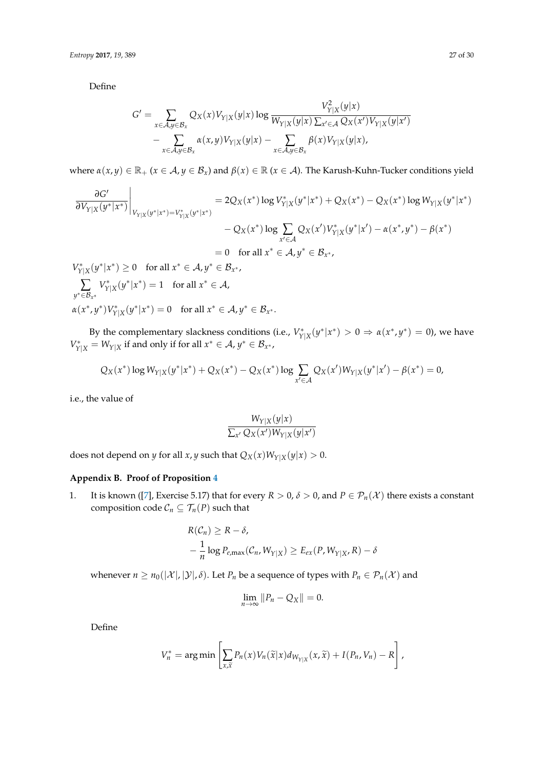Define

$$G' = \sum_{x \in \mathcal{A}, y \in \mathcal{B}_x} Q_X(x) V_{Y|X}(y|x) \log \frac{V_{Y|X}^2(y|x)}{W_{Y|X}(y|x) \sum_{x' \in \mathcal{A}} Q_X(x') V_{Y|X}(y|x')} - \sum_{x \in \mathcal{A}, y \in \mathcal{B}_x} \alpha(x,y) V_{Y|X}(y|x) - \sum_{x \in \mathcal{A}, y \in \mathcal{B}_x} \beta(x) V_{Y|X}(y|x),$$

where $\alpha(x,y) \in \mathbb{R}_+$ ($x \in \mathcal{A}, y \in \mathcal{B}_x$) and $\beta(x) \in \mathbb{R}$ ($x \in \mathcal{A}$). The Karush-Kuhn-Tucker conditions yield

$$\begin{aligned}
\left. \frac{\partial G'}{\partial V_{Y|X}(y^*|x^*)} \right|_{V_{Y|X}(y^*|x^*) = V^*_{Y|X}(y^*|x^*)} &= 2 Q_X(x^*) \log V^*_{Y|X}(y^*|x^*) + Q_X(x^*) - Q_X(x^*) \log W_{Y|X}(y^*|x^*) \\
&\quad - Q_X(x^*) \log \sum_{x' \in \mathcal{A}} Q_X(x') V^*_{Y|X}(y^*|x') - \alpha(x^*, y^*) - \beta(x^*) \\
&= 0 \quad \text{for all } x^* \in \mathcal{A}, y^* \in \mathcal{B}_{x^*},
\end{aligned}$$

$$V^*_{Y|X}(y^*|x^*) \geq 0 \quad \text{for all } x^* \in \mathcal{A}, y^* \in \mathcal{B}_{x^*},$$

$$\sum_{y^* \in \mathcal{B}_{x^*}} V^*_{Y|X}(y^*|x^*) = 1 \quad \text{for all } x^* \in \mathcal{A},$$

$$\alpha(x^*, y^*) V^*_{Y|X}(y^*|x^*) = 0 \quad \text{for all } x^* \in \mathcal{A}, y^* \in \mathcal{B}_{x^*}.$$

By the complementary slackness conditions (i.e., $V^*_{Y|X}(y^*|x^*) > 0 \Rightarrow \alpha(x^*, y^*) = 0$), we have $V^*_{Y|X} = W_{Y|X}$ if and only if for all $x^* \in \mathcal{A}$, $y^* \in \mathcal{B}_{x^*}$,

$$Q_X(x^*) \log W_{Y|X}(y^*|x^*) + Q_X(x^*) - Q_X(x^*) \log \sum_{x' \in \mathcal{A}} Q_X(x') W_{Y|X}(y^*|x') - \beta(x^*) = 0,$$

i.e., the value of

$$\frac{W_{Y|X}(y|x)}{\sum_{x'} Q_X(x') W_{Y|X}(y|x')}$$

does not depend on $y$ for all $x, y$ such that $Q_X(x) W_{Y|X}(y|x) > 0$.

## Appendix B. Proof of Proposition 4

1. It is known ([7], Exercise 5.17) that for every $R > 0$, $\delta > 0$, and $P \in \mathcal{P}_n(\mathcal{X})$ there exists a constant composition code $\mathcal{C}_n \subseteq \mathcal{T}_n(P)$ such that

$$R(\mathcal{C}_n) \geq R - \delta,$$

$$-\frac{1}{n} \log P_{e,\max}(\mathcal{C}_n, W_{Y|X}) \geq E_{ex}(P, W_{Y|X}, R) - \delta$$

whenever $n \geq n_0(|\mathcal{X}|, |\mathcal{Y}|, \delta)$. Let $P_n$ be a sequence of types with $P_n \in \mathcal{P}_n(\mathcal{X})$ and

$$\lim_{n \to \infty} \|P_n - Q_X\| = 0.$$

Define

$$V_n^* = \arg\min \left[ \sum_{x, \widetilde{x}} P_n(x) V_n(\widetilde{x}|x) d_{W_{Y|X}}(x, \widetilde{x}) + I(P_n, V_n) - R \right],$$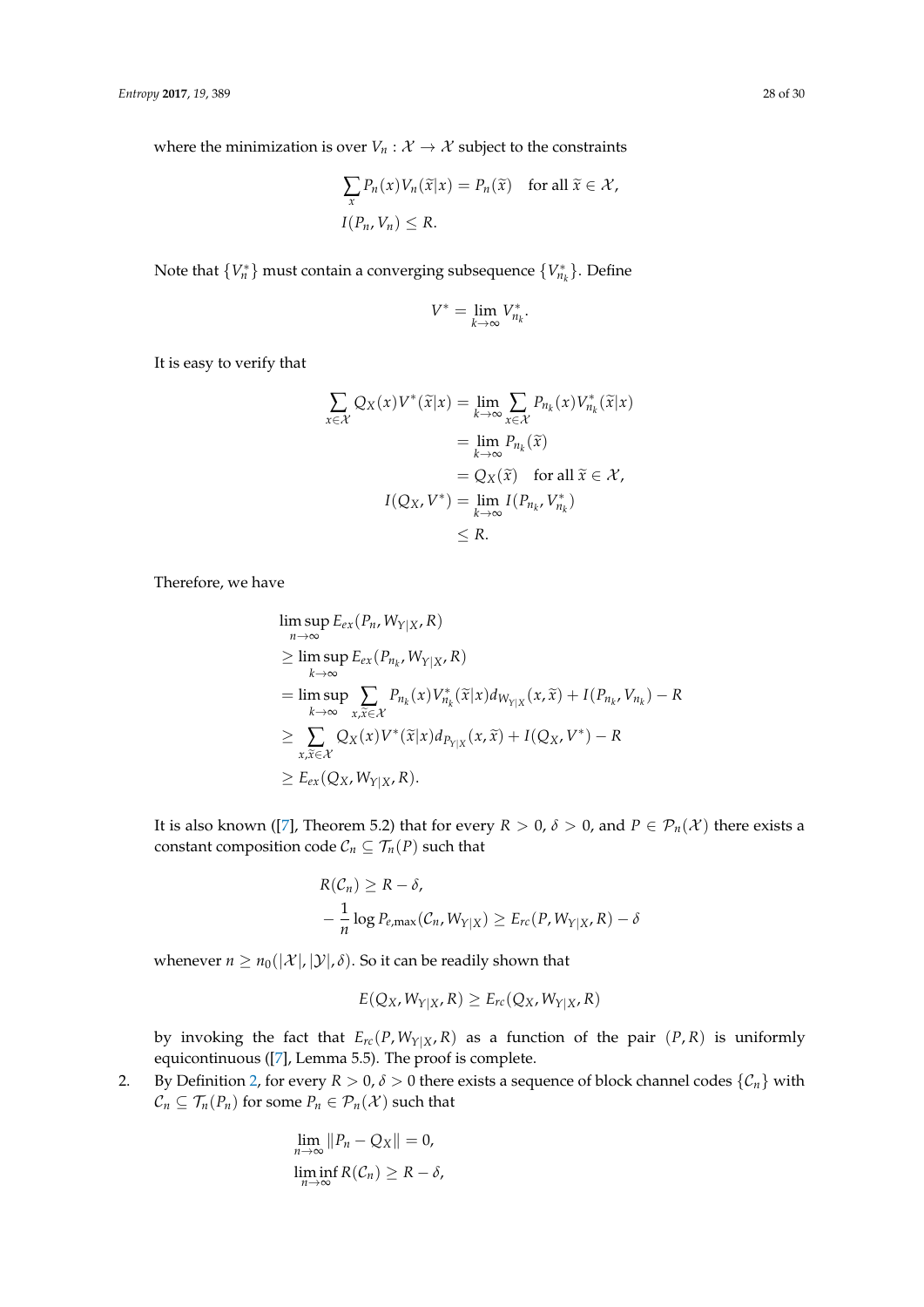where the minimization is over $V_n : \mathcal{X} \to \mathcal{X}$ subject to the constraints

$$\sum_x P_n(x) V_n(\widetilde{x}|x) = P_n(\widetilde{x}) \quad \text{for all } \widetilde{x} \in \mathcal{X},$$
$$I(P_n, V_n) \le R.$$

Note that $\{V_n^*\}$ must contain a converging subsequence $\{V_{n_k}^*\}$. Define

$$V^* = \lim_{k \to \infty} V_{n_k}^*.$$

It is easy to verify that

$$\begin{aligned}
\sum_{x \in \mathcal{X}} Q_X(x) V^*(\widetilde{x}|x) &= \lim_{k \to \infty} \sum_{x \in \mathcal{X}} P_{n_k}(x) V_{n_k}^*(\widetilde{x}|x) \\
&= \lim_{k \to \infty} P_{n_k}(\widetilde{x}) \\
&= Q_X(\widetilde{x}) \quad \text{for all } \widetilde{x} \in \mathcal{X}, \\
I(Q_X, V^*) &= \lim_{k \to \infty} I(P_{n_k}, V_{n_k}^*) \\
&\le R.
\end{aligned}$$

Therefore, we have

$$\begin{aligned}
&\limsup_{n \to \infty} E_{ex}(P_n, W_{Y|X}, R) \\
&\ge \limsup_{k \to \infty} E_{ex}(P_{n_k}, W_{Y|X}, R) \\
&= \limsup_{k \to \infty} \sum_{x, \widetilde{x} \in \mathcal{X}} P_{n_k}(x) V_{n_k}^*(\widetilde{x}|x) d_{W_{Y|X}}(x, \widetilde{x}) + I(P_{n_k}, V_{n_k}) - R \\
&\ge \sum_{x, \widetilde{x} \in \mathcal{X}} Q_X(x) V^*(\widetilde{x}|x) d_{P_{Y|X}}(x, \widetilde{x}) + I(Q_X, V^*) - R \\
&\ge E_{ex}(Q_X, W_{Y|X}, R).
\end{aligned}$$

It is also known ([7], Theorem 5.2) that for every $R > 0$, $\delta > 0$, and $P \in \mathcal{P}_n(\mathcal{X})$ there exists a constant composition code $\mathcal{C}_n \subseteq \mathcal{T}_n(P)$ such that

$$\begin{aligned}
&R(\mathcal{C}_n) \ge R - \delta, \\
&-\frac{1}{n} \log P_{e,\max}(\mathcal{C}_n, W_{Y|X}) \ge E_{rc}(P, W_{Y|X}, R) - \delta
\end{aligned}$$

whenever $n \ge n_0(|\mathcal{X}|, |\mathcal{Y}|, \delta)$. So it can be readily shown that

$$E(Q_X, W_{Y|X}, R) \ge E_{rc}(Q_X, W_{Y|X}, R)$$

by invoking the fact that $E_{rc}(P, W_{Y|X}, R)$ as a function of the pair $(P, R)$ is uniformly equicontinuous ([7], Lemma 5.5). The proof is complete.

2. By Definition 2, for every $R > 0$, $\delta > 0$ there exists a sequence of block channel codes $\{\mathcal{C}_n\}$ with $\mathcal{C}_n \subseteq \mathcal{T}_n(P_n)$ for some $P_n \in \mathcal{P}_n(\mathcal{X})$ such that

$$\begin{aligned}
&\lim_{n \to \infty} \|P_n - Q_X\| = 0, \\
&\liminf_{n \to \infty} R(\mathcal{C}_n) \ge R - \delta,
\end{aligned}$$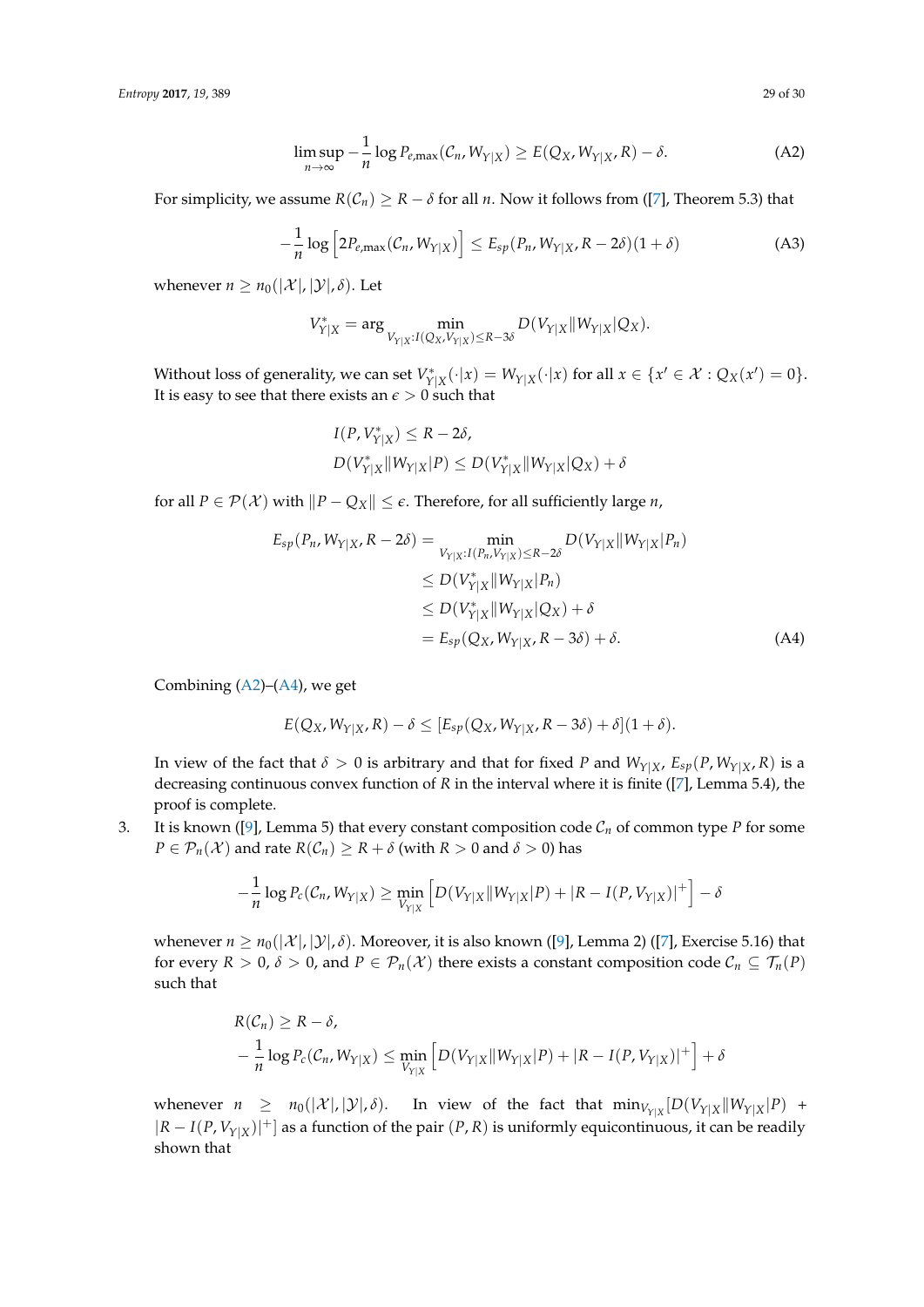$$\limsup_{n\to\infty} -\frac{1}{n}\log P_{e,\max}(\mathcal{C}_n, W_{Y|X}) \geq E(Q_X, W_{Y|X}, R) - \delta. \tag{A2}$$

For simplicity, we assume $R(\mathcal{C}_n) \geq R - \delta$ for all $n$. Now it follows from ([7], Theorem 5.3) that

$$-\frac{1}{n}\log\left[2P_{e,\max}(\mathcal{C}_n, W_{Y|X})\right] \leq E_{sp}(P_n, W_{Y|X}, R-2\delta)(1+\delta) \tag{A3}$$

whenever $n \geq n_0(|\mathcal{X}|, |\mathcal{Y}|, \delta)$. Let

$$V^*_{Y|X} = \arg\min_{V_{Y|X}: I(Q_X, V_{Y|X}) \leq R-3\delta} D(V_{Y|X}\|W_{Y|X}|Q_X).$$

Without loss of generality, we can set $V^*_{Y|X}(\cdot|x) = W_{Y|X}(\cdot|x)$ for all $x \in \{x' \in \mathcal{X} : Q_X(x') = 0\}$. It is easy to see that there exists an $\epsilon > 0$ such that

$$I(P, V^*_{Y|X}) \leq R - 2\delta,$$
$$D(V^*_{Y|X}\|W_{Y|X}|P) \leq D(V^*_{Y|X}\|W_{Y|X}|Q_X) + \delta$$

for all $P \in \mathcal{P}(\mathcal{X})$ with $\|P - Q_X\| \leq \epsilon$. Therefore, for all sufficiently large $n$,

$$\begin{aligned}
E_{sp}(P_n, W_{Y|X}, R-2\delta) &= \min_{V_{Y|X}: I(P_n, V_{Y|X}) \leq R-2\delta} D(V_{Y|X}\|W_{Y|X}|P_n) \\
&\leq D(V^*_{Y|X}\|W_{Y|X}|P_n) \\
&\leq D(V^*_{Y|X}\|W_{Y|X}|Q_X) + \delta \\
&= E_{sp}(Q_X, W_{Y|X}, R-3\delta) + \delta.
\end{aligned} \tag{A4}$$

Combining (A2)–(A4), we get

$$E(Q_X, W_{Y|X}, R) - \delta \leq [E_{sp}(Q_X, W_{Y|X}, R-3\delta) + \delta](1+\delta).$$

In view of the fact that $\delta > 0$ is arbitrary and that for fixed $P$ and $W_{Y|X}$, $E_{sp}(P, W_{Y|X}, R)$ is a decreasing continuous convex function of $R$ in the interval where it is finite ([7], Lemma 5.4), the proof is complete.

3. It is known ([9], Lemma 5) that every constant composition code $\mathcal{C}_n$ of common type $P$ for some $P \in \mathcal{P}_n(\mathcal{X})$ and rate $R(\mathcal{C}_n) \geq R + \delta$ (with $R > 0$ and $\delta > 0$) has

$$-\frac{1}{n}\log P_c(\mathcal{C}_n, W_{Y|X}) \geq \min_{V_{Y|X}}\left[D(V_{Y|X}\|W_{Y|X}|P) + |R - I(P, V_{Y|X})|^+\right] - \delta$$

whenever $n \geq n_0(|\mathcal{X}|, |\mathcal{Y}|, \delta)$. Moreover, it is also known ([9], Lemma 2) ([7], Exercise 5.16) that for every $R > 0$, $\delta > 0$, and $P \in \mathcal{P}_n(\mathcal{X})$ there exists a constant composition code $\mathcal{C}_n \subseteq \mathcal{T}_n(P)$ such that

$$R(\mathcal{C}_n) \geq R - \delta,$$
$$-\frac{1}{n}\log P_c(\mathcal{C}_n, W_{Y|X}) \leq \min_{V_{Y|X}}\left[D(V_{Y|X}\|W_{Y|X}|P) + |R - I(P, V_{Y|X})|^+\right] + \delta$$

whenever $n \geq n_0(|\mathcal{X}|, |\mathcal{Y}|, \delta)$. In view of the fact that $\min_{V_{Y|X}}[D(V_{Y|X}\|W_{Y|X}|P) + |R - I(P, V_{Y|X})|^+]$ as a function of the pair $(P, R)$ is uniformly equicontinuous, it can be readily shown that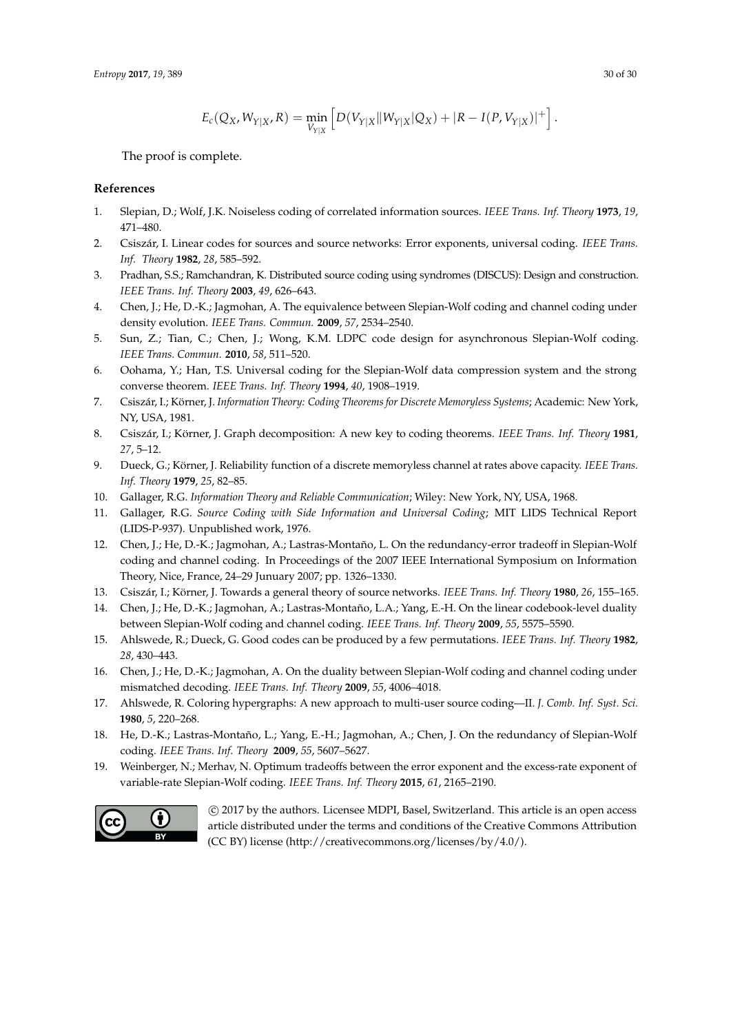$$E_c(Q_X, W_{Y|X}, R) = \min_{V_{Y|X}} \left[ D(V_{Y|X} \| W_{Y|X} | Q_X) + |R - I(P, V_{Y|X})|^+ \right].$$

The proof is complete.

## References

1. Slepian, D.; Wolf, J.K. Noiseless coding of correlated information sources. *IEEE Trans. Inf. Theory* **1973**, *19*, 471–480.
2. Csiszár, I. Linear codes for sources and source networks: Error exponents, universal coding. *IEEE Trans. Inf. Theory* **1982**, *28*, 585–592.
3. Pradhan, S.S.; Ramchandran, K. Distributed source coding using syndromes (DISCUS): Design and construction. *IEEE Trans. Inf. Theory* **2003**, *49*, 626–643.
4. Chen, J.; He, D.-K.; Jagmohan, A. The equivalence between Slepian-Wolf coding and channel coding under density evolution. *IEEE Trans. Commun.* **2009**, *57*, 2534–2540.
5. Sun, Z.; Tian, C.; Chen, J.; Wong, K.M. LDPC code design for asynchronous Slepian-Wolf coding. *IEEE Trans. Commun.* **2010**, *58*, 511–520.
6. Oohama, Y.; Han, T.S. Universal coding for the Slepian-Wolf data compression system and the strong converse theorem. *IEEE Trans. Inf. Theory* **1994**, *40*, 1908–1919.
7. Csiszár, I.; Körner, J. *Information Theory: Coding Theorems for Discrete Memoryless Systems*; Academic: New York, NY, USA, 1981.
8. Csiszár, I.; Körner, J. Graph decomposition: A new key to coding theorems. *IEEE Trans. Inf. Theory* **1981**, *27*, 5–12.
9. Dueck, G.; Körner, J. Reliability function of a discrete memoryless channel at rates above capacity. *IEEE Trans. Inf. Theory* **1979**, *25*, 82–85.
10. Gallager, R.G. *Information Theory and Reliable Communication*; Wiley: New York, NY, USA, 1968.
11. Gallager, R.G. *Source Coding with Side Information and Universal Coding*; MIT LIDS Technical Report (LIDS-P-937). Unpublished work, 1976.
12. Chen, J.; He, D.-K.; Jagmohan, A.; Lastras-Montaño, L. On the redundancy-error tradeoff in Slepian-Wolf coding and channel coding. In Proceedings of the 2007 IEEE International Symposium on Information Theory, Nice, France, 24–29 Junuary 2007; pp. 1326–1330.
13. Csiszár, I.; Körner, J. Towards a general theory of source networks. *IEEE Trans. Inf. Theory* **1980**, *26*, 155–165.
14. Chen, J.; He, D.-K.; Jagmohan, A.; Lastras-Montaño, L.A.; Yang, E.-H. On the linear codebook-level duality between Slepian-Wolf coding and channel coding. *IEEE Trans. Inf. Theory* **2009**, *55*, 5575–5590.
15. Ahlswede, R.; Dueck, G. Good codes can be produced by a few permutations. *IEEE Trans. Inf. Theory* **1982**, *28*, 430–443.
16. Chen, J.; He, D.-K.; Jagmohan, A. On the duality between Slepian-Wolf coding and channel coding under mismatched decoding. *IEEE Trans. Inf. Theory* **2009**, *55*, 4006–4018.
17. Ahlswede, R. Coloring hypergraphs: A new approach to multi-user source coding—II. *J. Comb. Inf. Syst. Sci.* **1980**, *5*, 220–268.
18. He, D.-K.; Lastras-Montaño, L.; Yang, E.-H.; Jagmohan, A.; Chen, J. On the redundancy of Slepian-Wolf coding. *IEEE Trans. Inf. Theory* **2009**, *55*, 5607–5627.
19. Weinberger, N.; Merhav, N. Optimum tradeoffs between the error exponent and the excess-rate exponent of variable-rate Slepian-Wolf coding. *IEEE Trans. Inf. Theory* **2015**, *61*, 2165–2190.

© 2017 by the authors. Licensee MDPI, Basel, Switzerland. This article is an open access article distributed under the terms and conditions of the Creative Commons Attribution (CC BY) license (http://creativecommons.org/licenses/by/4.0/).